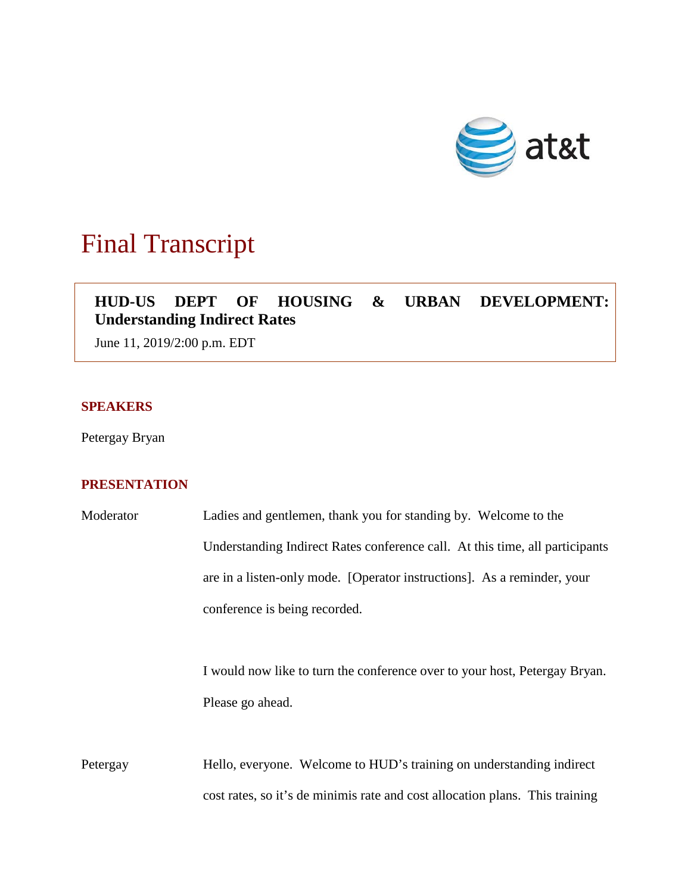# Final Transcript

**HUD-US DEPT OF HOUSING & URBAN DEVELOPMENT: Understanding Indirect Rates**

June 11, 2019/2:00 p.m. EDT

## SPEAKERS

Petergay Bryan

## PRESENTATION

Moderator: Ladies and gentlemen, thank you for standing by. Welcome to the Understanding Indirect Rates conference call. At this time, all participants are in a listen-only mode. [Operator instructions]. As a reminder, your conference is being recorded.

I would now like to turn the conference over to your host, Petergay Bryan. Please go ahead.

Petergay: Hello, everyone. Welcome to HUD's training on understanding indirect cost rates, so it's de minimis rate and cost allocation plans. This training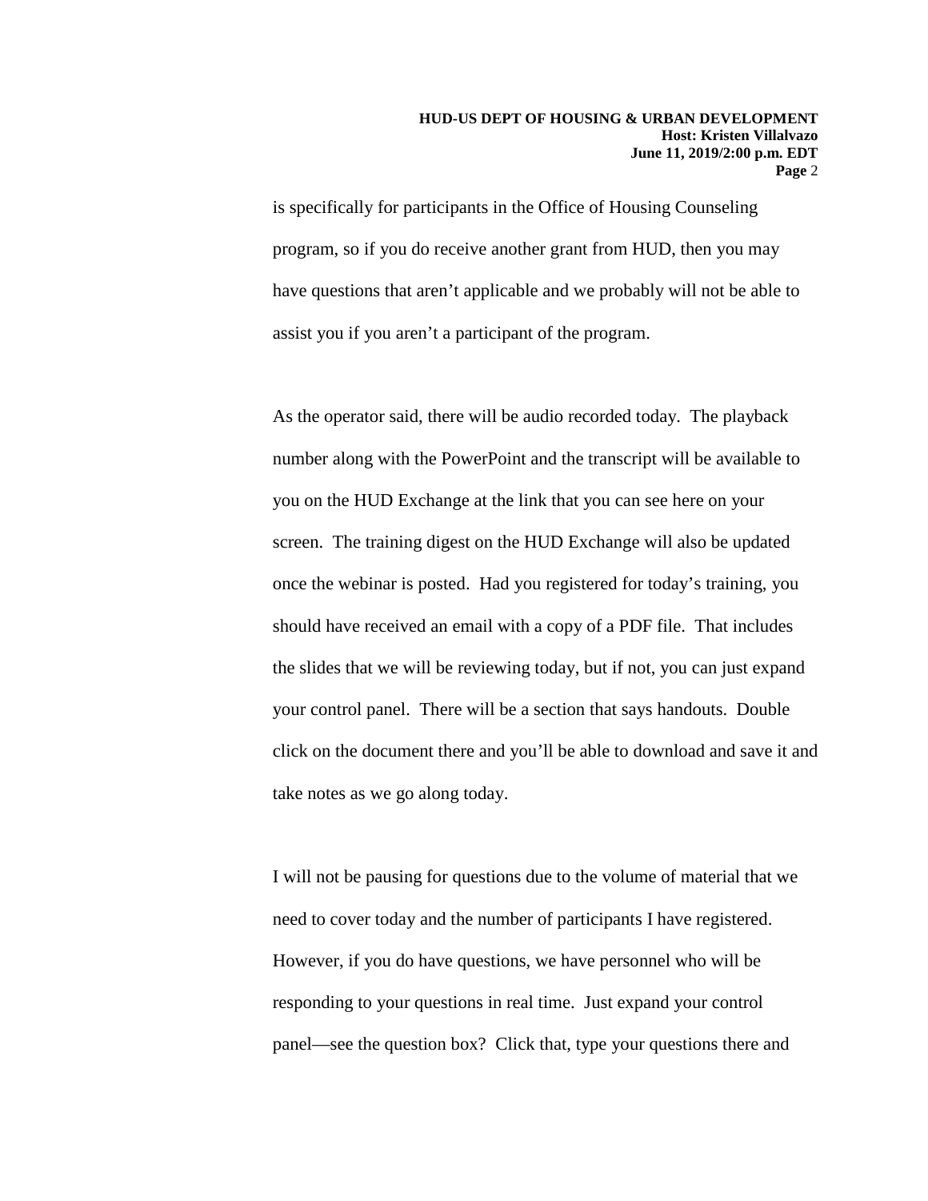is specifically for participants in the Office of Housing Counseling program, so if you do receive another grant from HUD, then you may have questions that aren't applicable and we probably will not be able to assist you if you aren't a participant of the program.

As the operator said, there will be audio recorded today. The playback number along with the PowerPoint and the transcript will be available to you on the HUD Exchange at the link that you can see here on your screen. The training digest on the HUD Exchange will also be updated once the webinar is posted. Had you registered for today's training, you should have received an email with a copy of a PDF file. That includes the slides that we will be reviewing today, but if not, you can just expand your control panel. There will be a section that says handouts. Double click on the document there and you'll be able to download and save it and take notes as we go along today.

I will not be pausing for questions due to the volume of material that we need to cover today and the number of participants I have registered. However, if you do have questions, we have personnel who will be responding to your questions in real time. Just expand your control panel—see the question box? Click that, type your questions there and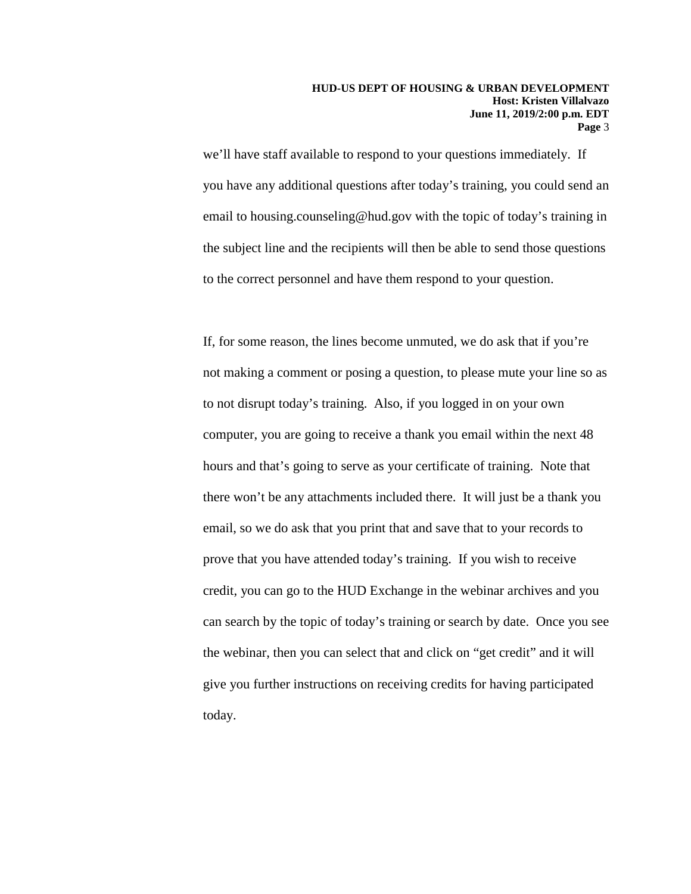we'll have staff available to respond to your questions immediately. If you have any additional questions after today's training, you could send an email to housing.counseling@hud.gov with the topic of today's training in the subject line and the recipients will then be able to send those questions to the correct personnel and have them respond to your question.

If, for some reason, the lines become unmuted, we do ask that if you're not making a comment or posing a question, to please mute your line so as to not disrupt today's training. Also, if you logged in on your own computer, you are going to receive a thank you email within the next 48 hours and that's going to serve as your certificate of training. Note that there won't be any attachments included there. It will just be a thank you email, so we do ask that you print that and save that to your records to prove that you have attended today's training. If you wish to receive credit, you can go to the HUD Exchange in the webinar archives and you can search by the topic of today's training or search by date. Once you see the webinar, then you can select that and click on "get credit" and it will give you further instructions on receiving credits for having participated today.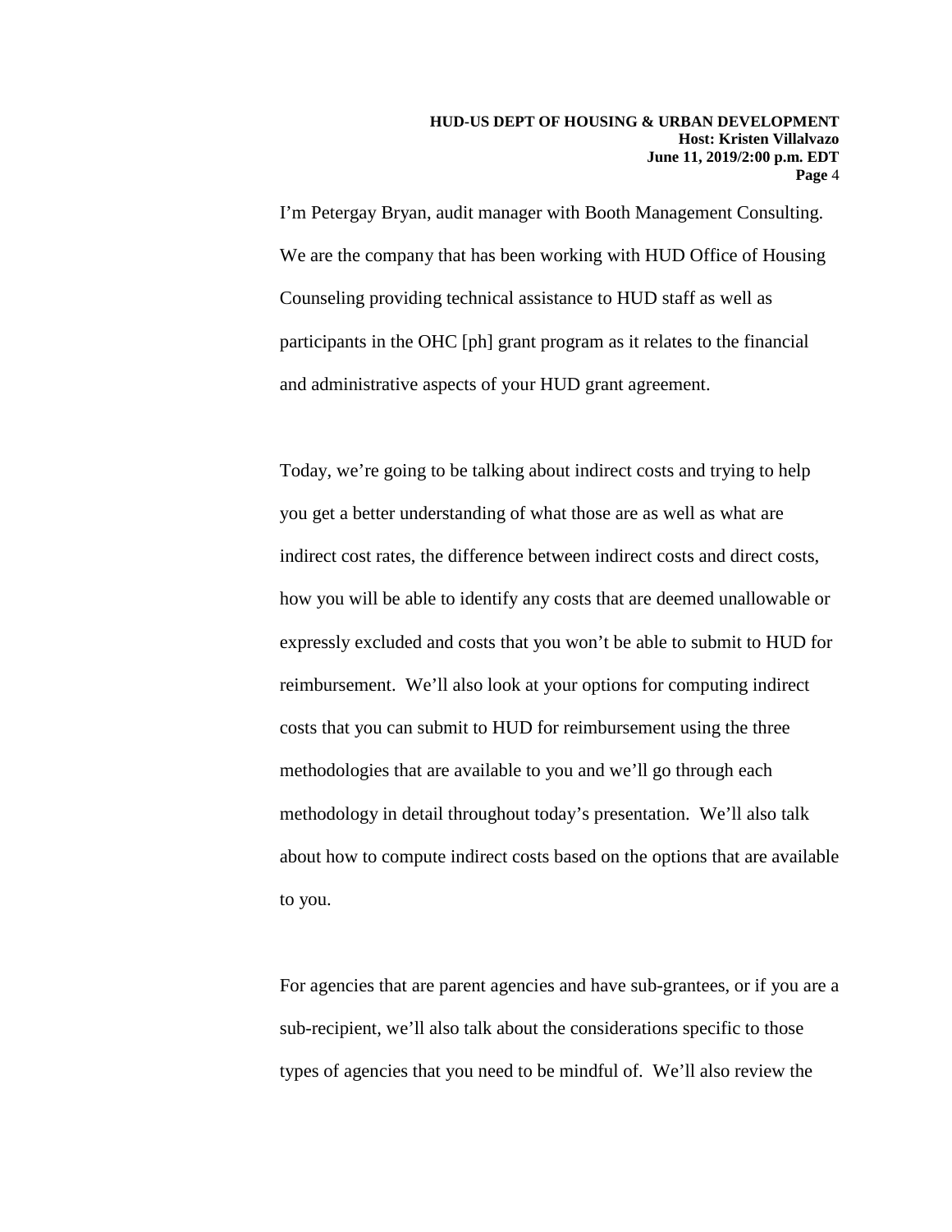I'm Petergay Bryan, audit manager with Booth Management Consulting. We are the company that has been working with HUD Office of Housing Counseling providing technical assistance to HUD staff as well as participants in the OHC [ph] grant program as it relates to the financial and administrative aspects of your HUD grant agreement.

Today, we're going to be talking about indirect costs and trying to help you get a better understanding of what those are as well as what are indirect cost rates, the difference between indirect costs and direct costs, how you will be able to identify any costs that are deemed unallowable or expressly excluded and costs that you won't be able to submit to HUD for reimbursement. We'll also look at your options for computing indirect costs that you can submit to HUD for reimbursement using the three methodologies that are available to you and we'll go through each methodology in detail throughout today's presentation. We'll also talk about how to compute indirect costs based on the options that are available to you.

For agencies that are parent agencies and have sub-grantees, or if you are a sub-recipient, we'll also talk about the considerations specific to those types of agencies that you need to be mindful of. We'll also review the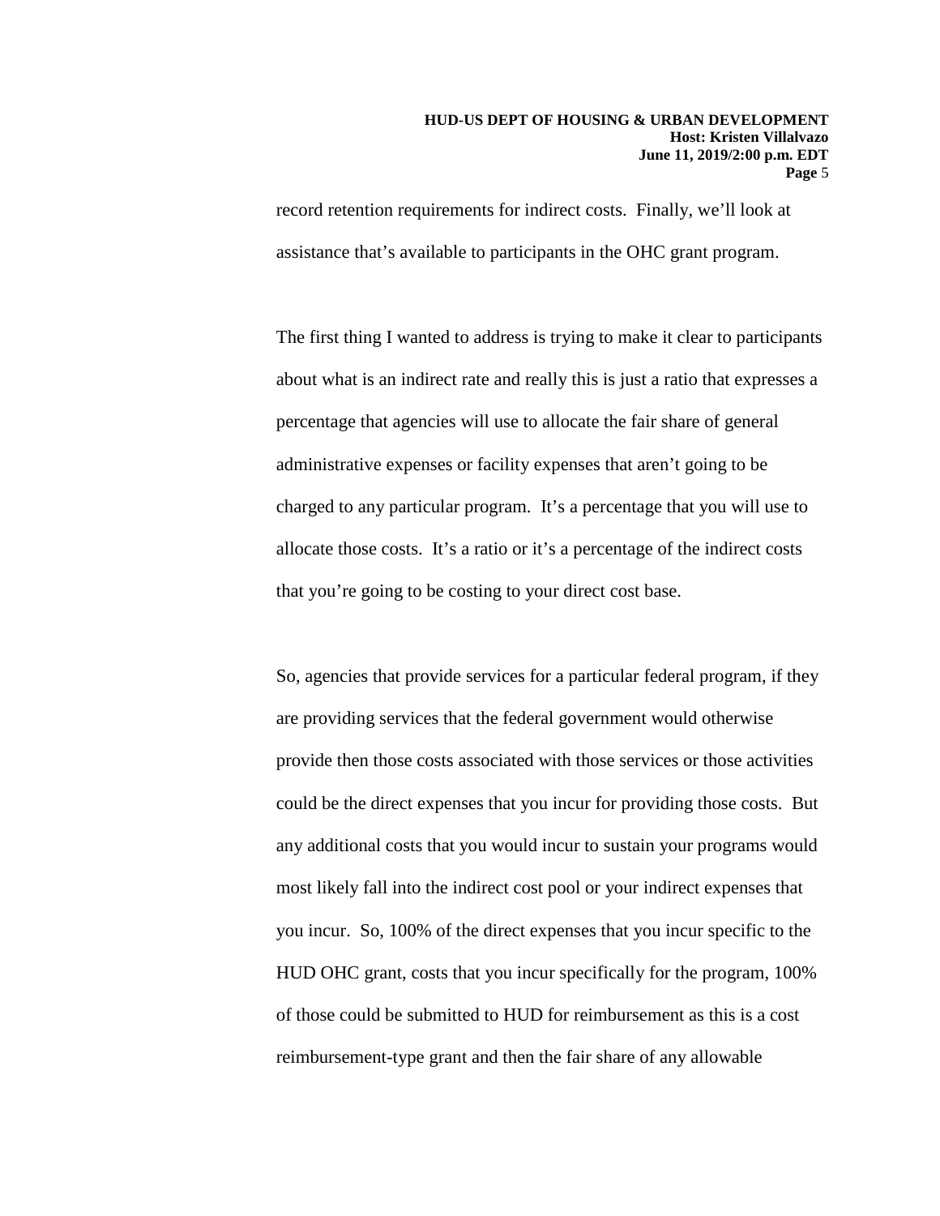record retention requirements for indirect costs. Finally, we'll look at assistance that's available to participants in the OHC grant program.

The first thing I wanted to address is trying to make it clear to participants about what is an indirect rate and really this is just a ratio that expresses a percentage that agencies will use to allocate the fair share of general administrative expenses or facility expenses that aren't going to be charged to any particular program. It's a percentage that you will use to allocate those costs. It's a ratio or it's a percentage of the indirect costs that you're going to be costing to your direct cost base.

So, agencies that provide services for a particular federal program, if they are providing services that the federal government would otherwise provide then those costs associated with those services or those activities could be the direct expenses that you incur for providing those costs. But any additional costs that you would incur to sustain your programs would most likely fall into the indirect cost pool or your indirect expenses that you incur. So, 100% of the direct expenses that you incur specific to the HUD OHC grant, costs that you incur specifically for the program, 100% of those could be submitted to HUD for reimbursement as this is a cost reimbursement-type grant and then the fair share of any allowable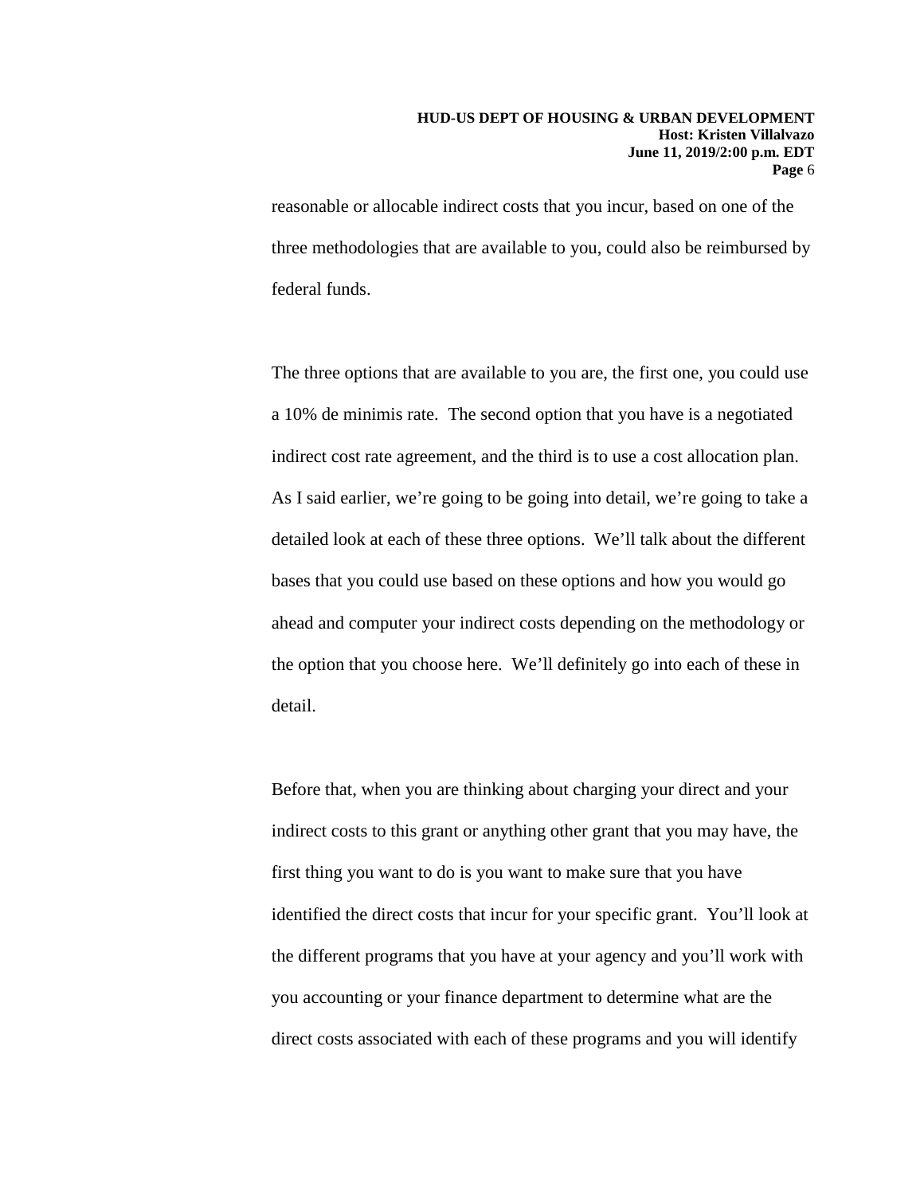reasonable or allocable indirect costs that you incur, based on one of the three methodologies that are available to you, could also be reimbursed by federal funds.

The three options that are available to you are, the first one, you could use a 10% de minimis rate. The second option that you have is a negotiated indirect cost rate agreement, and the third is to use a cost allocation plan. As I said earlier, we're going to be going into detail, we're going to take a detailed look at each of these three options. We'll talk about the different bases that you could use based on these options and how you would go ahead and computer your indirect costs depending on the methodology or the option that you choose here. We'll definitely go into each of these in detail.

Before that, when you are thinking about charging your direct and your indirect costs to this grant or anything other grant that you may have, the first thing you want to do is you want to make sure that you have identified the direct costs that incur for your specific grant. You'll look at the different programs that you have at your agency and you'll work with you accounting or your finance department to determine what are the direct costs associated with each of these programs and you will identify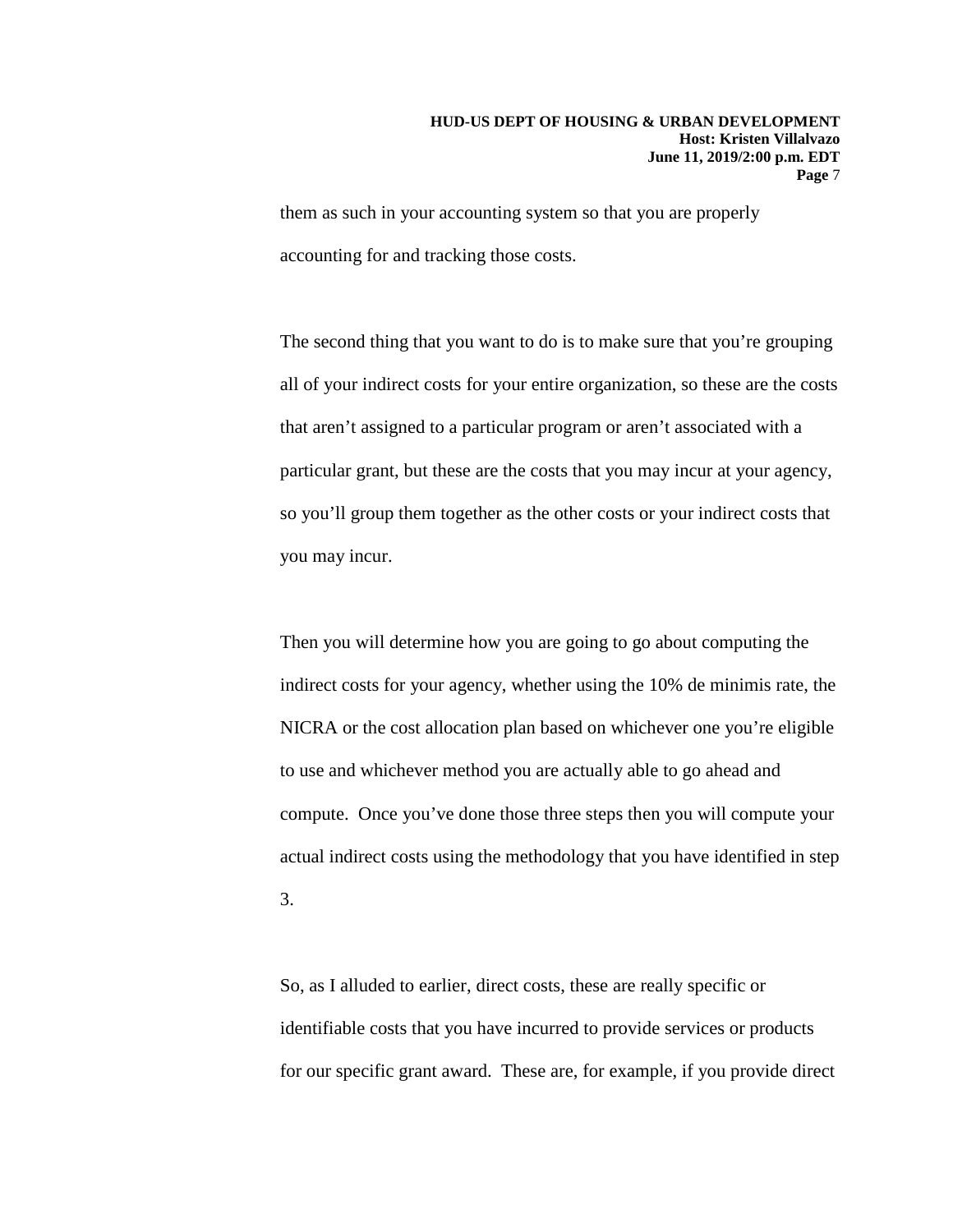them as such in your accounting system so that you are properly accounting for and tracking those costs.

The second thing that you want to do is to make sure that you're grouping all of your indirect costs for your entire organization, so these are the costs that aren't assigned to a particular program or aren't associated with a particular grant, but these are the costs that you may incur at your agency, so you'll group them together as the other costs or your indirect costs that you may incur.

Then you will determine how you are going to go about computing the indirect costs for your agency, whether using the 10% de minimis rate, the NICRA or the cost allocation plan based on whichever one you're eligible to use and whichever method you are actually able to go ahead and compute. Once you've done those three steps then you will compute your actual indirect costs using the methodology that you have identified in step 3.

So, as I alluded to earlier, direct costs, these are really specific or identifiable costs that you have incurred to provide services or products for our specific grant award. These are, for example, if you provide direct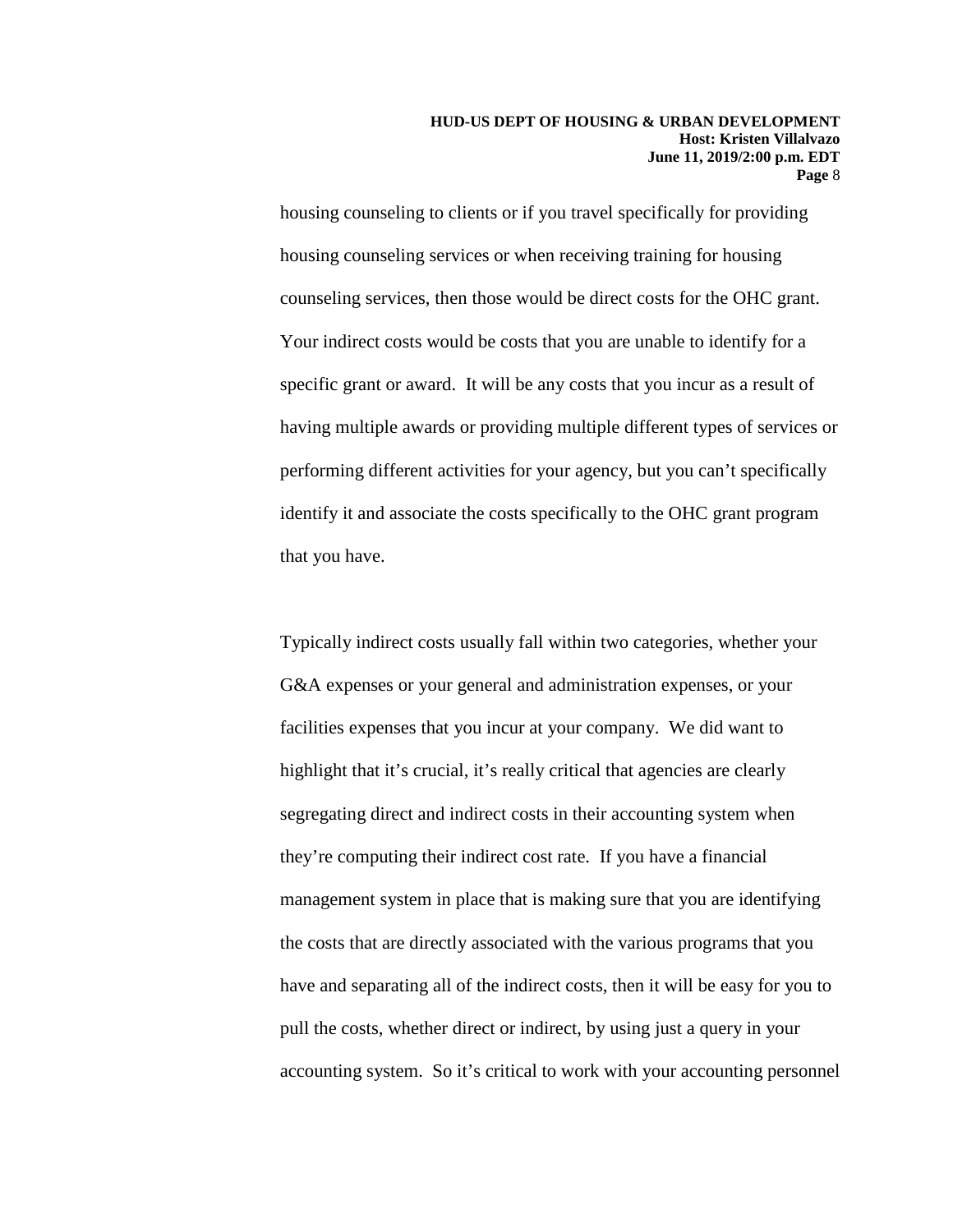housing counseling to clients or if you travel specifically for providing housing counseling services or when receiving training for housing counseling services, then those would be direct costs for the OHC grant. Your indirect costs would be costs that you are unable to identify for a specific grant or award. It will be any costs that you incur as a result of having multiple awards or providing multiple different types of services or performing different activities for your agency, but you can't specifically identify it and associate the costs specifically to the OHC grant program that you have.

Typically indirect costs usually fall within two categories, whether your G&A expenses or your general and administration expenses, or your facilities expenses that you incur at your company. We did want to highlight that it's crucial, it's really critical that agencies are clearly segregating direct and indirect costs in their accounting system when they're computing their indirect cost rate. If you have a financial management system in place that is making sure that you are identifying the costs that are directly associated with the various programs that you have and separating all of the indirect costs, then it will be easy for you to pull the costs, whether direct or indirect, by using just a query in your accounting system. So it's critical to work with your accounting personnel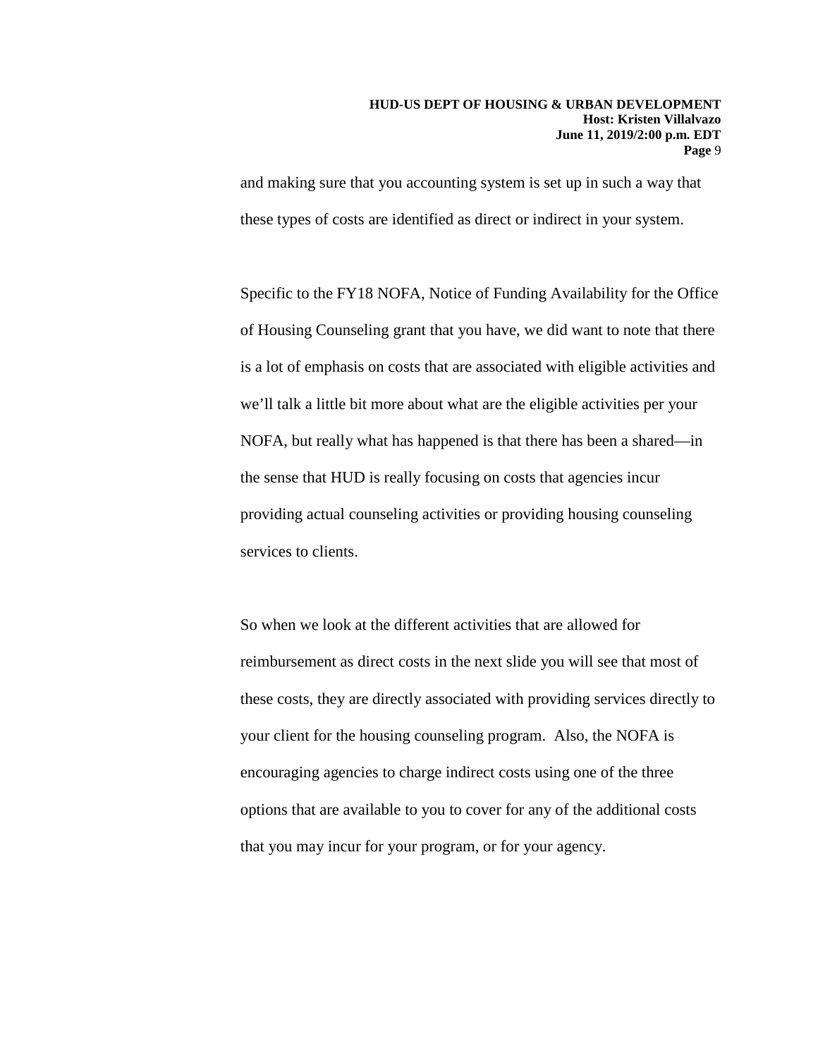and making sure that you accounting system is set up in such a way that these types of costs are identified as direct or indirect in your system.

Specific to the FY18 NOFA, Notice of Funding Availability for the Office of Housing Counseling grant that you have, we did want to note that there is a lot of emphasis on costs that are associated with eligible activities and we'll talk a little bit more about what are the eligible activities per your NOFA, but really what has happened is that there has been a shared—in the sense that HUD is really focusing on costs that agencies incur providing actual counseling activities or providing housing counseling services to clients.

So when we look at the different activities that are allowed for reimbursement as direct costs in the next slide you will see that most of these costs, they are directly associated with providing services directly to your client for the housing counseling program. Also, the NOFA is encouraging agencies to charge indirect costs using one of the three options that are available to you to cover for any of the additional costs that you may incur for your program, or for your agency.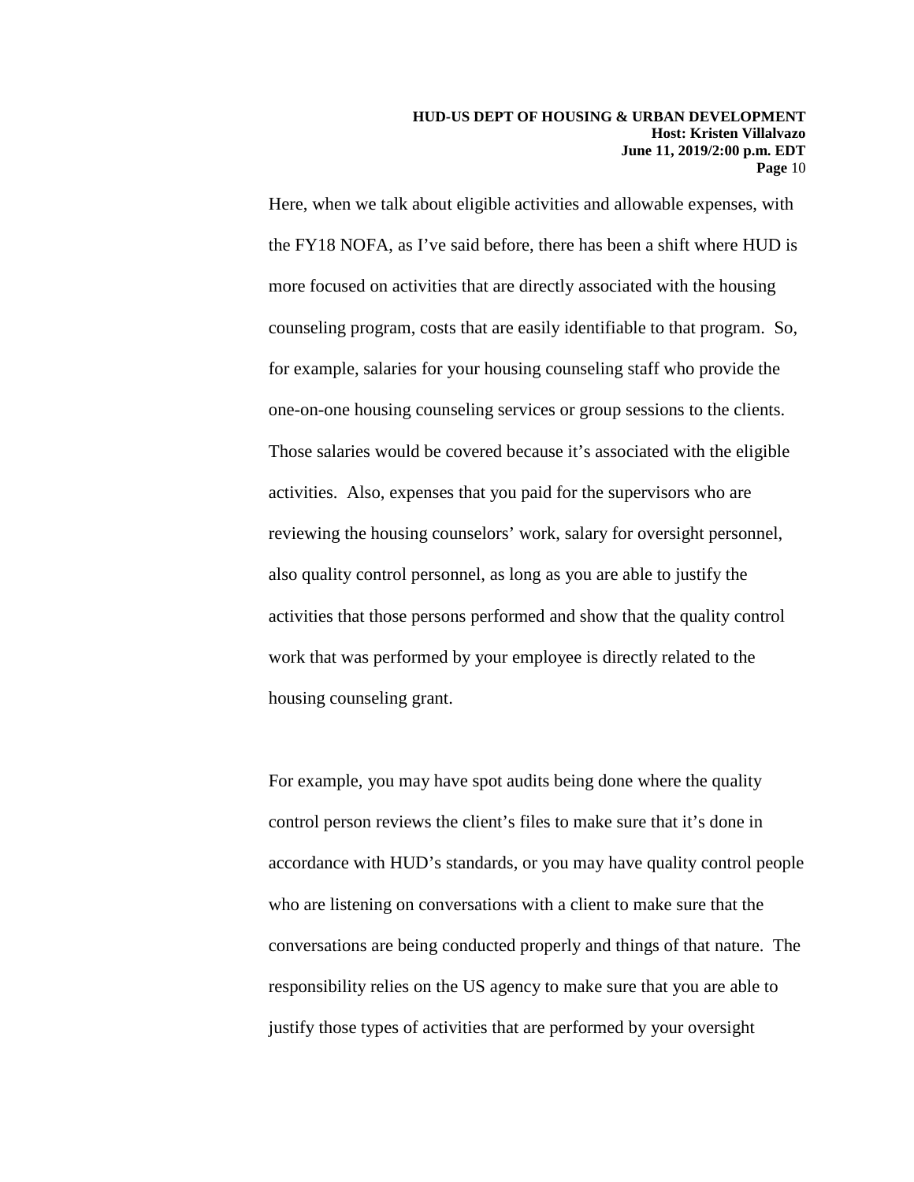Here, when we talk about eligible activities and allowable expenses, with the FY18 NOFA, as I've said before, there has been a shift where HUD is more focused on activities that are directly associated with the housing counseling program, costs that are easily identifiable to that program. So, for example, salaries for your housing counseling staff who provide the one-on-one housing counseling services or group sessions to the clients. Those salaries would be covered because it's associated with the eligible activities. Also, expenses that you paid for the supervisors who are reviewing the housing counselors' work, salary for oversight personnel, also quality control personnel, as long as you are able to justify the activities that those persons performed and show that the quality control work that was performed by your employee is directly related to the housing counseling grant.

For example, you may have spot audits being done where the quality control person reviews the client's files to make sure that it's done in accordance with HUD's standards, or you may have quality control people who are listening on conversations with a client to make sure that the conversations are being conducted properly and things of that nature. The responsibility relies on the US agency to make sure that you are able to justify those types of activities that are performed by your oversight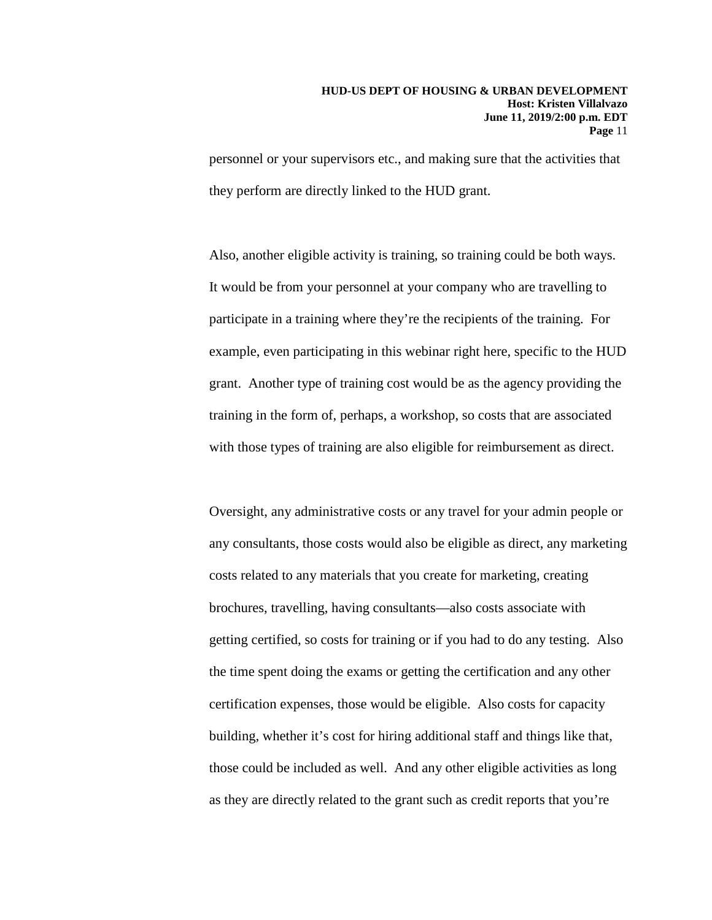personnel or your supervisors etc., and making sure that the activities that they perform are directly linked to the HUD grant.

Also, another eligible activity is training, so training could be both ways. It would be from your personnel at your company who are travelling to participate in a training where they're the recipients of the training. For example, even participating in this webinar right here, specific to the HUD grant. Another type of training cost would be as the agency providing the training in the form of, perhaps, a workshop, so costs that are associated with those types of training are also eligible for reimbursement as direct.

Oversight, any administrative costs or any travel for your admin people or any consultants, those costs would also be eligible as direct, any marketing costs related to any materials that you create for marketing, creating brochures, travelling, having consultants—also costs associate with getting certified, so costs for training or if you had to do any testing. Also the time spent doing the exams or getting the certification and any other certification expenses, those would be eligible. Also costs for capacity building, whether it's cost for hiring additional staff and things like that, those could be included as well. And any other eligible activities as long as they are directly related to the grant such as credit reports that you're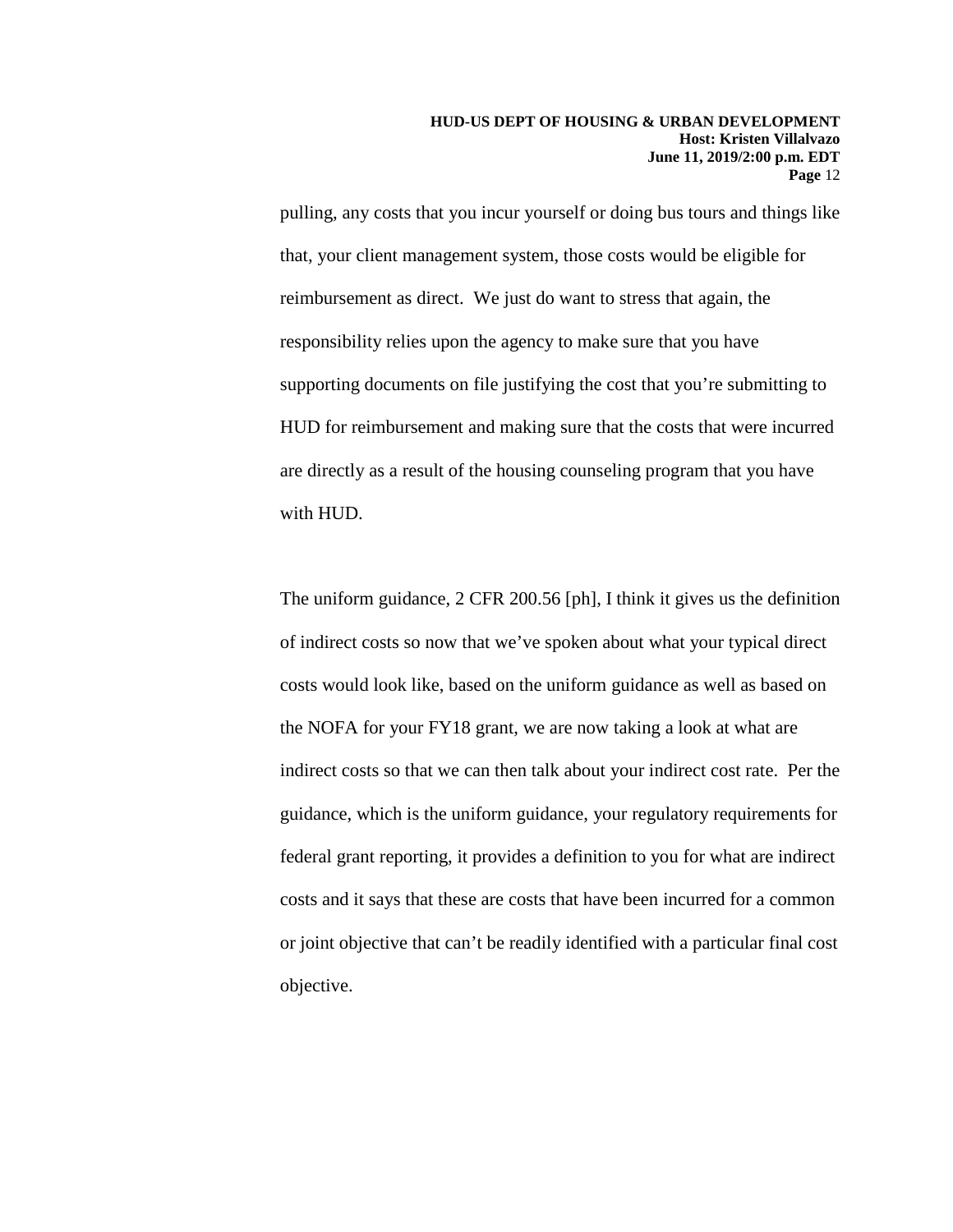pulling, any costs that you incur yourself or doing bus tours and things like that, your client management system, those costs would be eligible for reimbursement as direct. We just do want to stress that again, the responsibility relies upon the agency to make sure that you have supporting documents on file justifying the cost that you're submitting to HUD for reimbursement and making sure that the costs that were incurred are directly as a result of the housing counseling program that you have with HUD.

The uniform guidance, 2 CFR 200.56 [ph], I think it gives us the definition of indirect costs so now that we've spoken about what your typical direct costs would look like, based on the uniform guidance as well as based on the NOFA for your FY18 grant, we are now taking a look at what are indirect costs so that we can then talk about your indirect cost rate. Per the guidance, which is the uniform guidance, your regulatory requirements for federal grant reporting, it provides a definition to you for what are indirect costs and it says that these are costs that have been incurred for a common or joint objective that can't be readily identified with a particular final cost objective.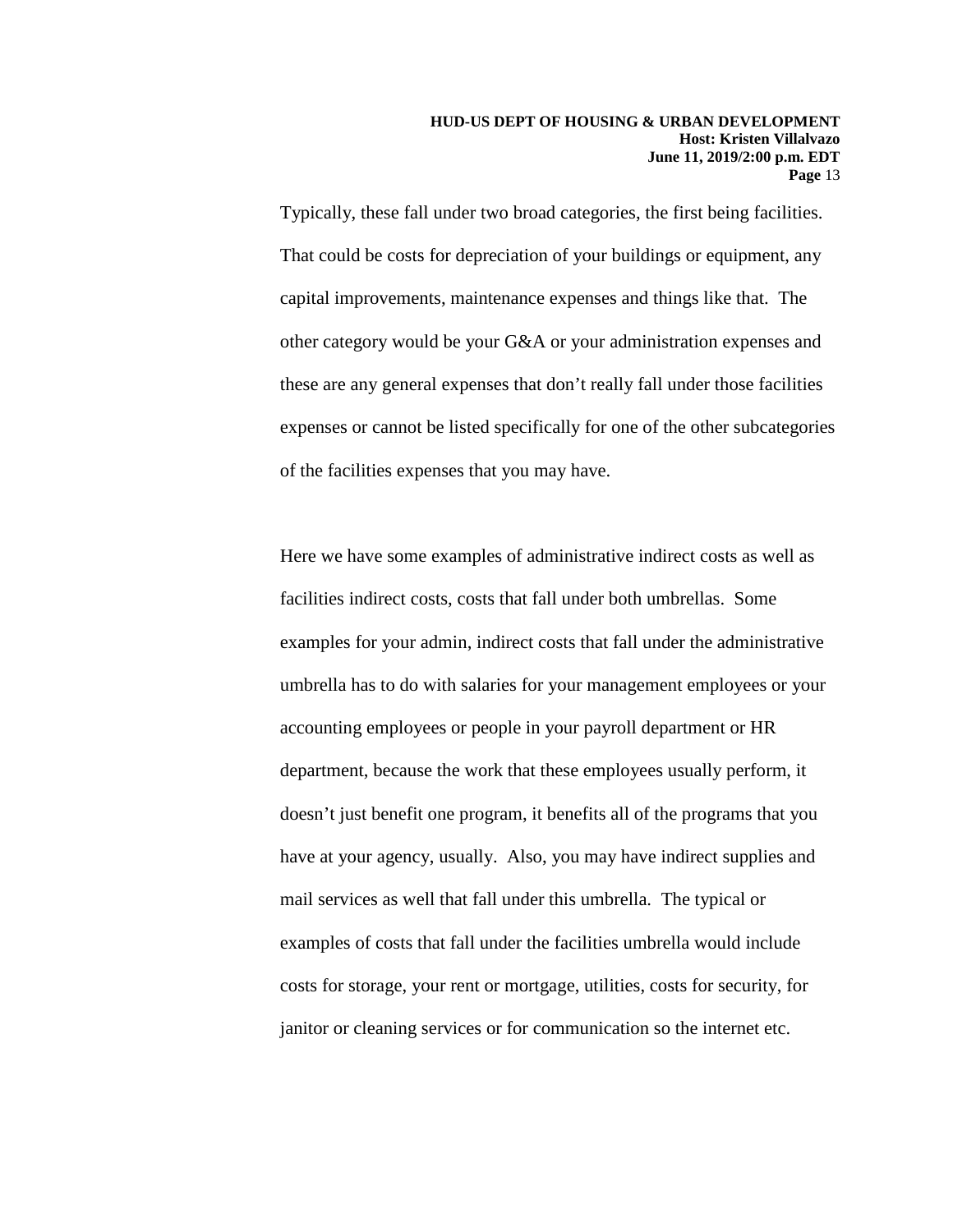Typically, these fall under two broad categories, the first being facilities. That could be costs for depreciation of your buildings or equipment, any capital improvements, maintenance expenses and things like that. The other category would be your G&A or your administration expenses and these are any general expenses that don't really fall under those facilities expenses or cannot be listed specifically for one of the other subcategories of the facilities expenses that you may have.

Here we have some examples of administrative indirect costs as well as facilities indirect costs, costs that fall under both umbrellas. Some examples for your admin, indirect costs that fall under the administrative umbrella has to do with salaries for your management employees or your accounting employees or people in your payroll department or HR department, because the work that these employees usually perform, it doesn't just benefit one program, it benefits all of the programs that you have at your agency, usually. Also, you may have indirect supplies and mail services as well that fall under this umbrella. The typical or examples of costs that fall under the facilities umbrella would include costs for storage, your rent or mortgage, utilities, costs for security, for janitor or cleaning services or for communication so the internet etc.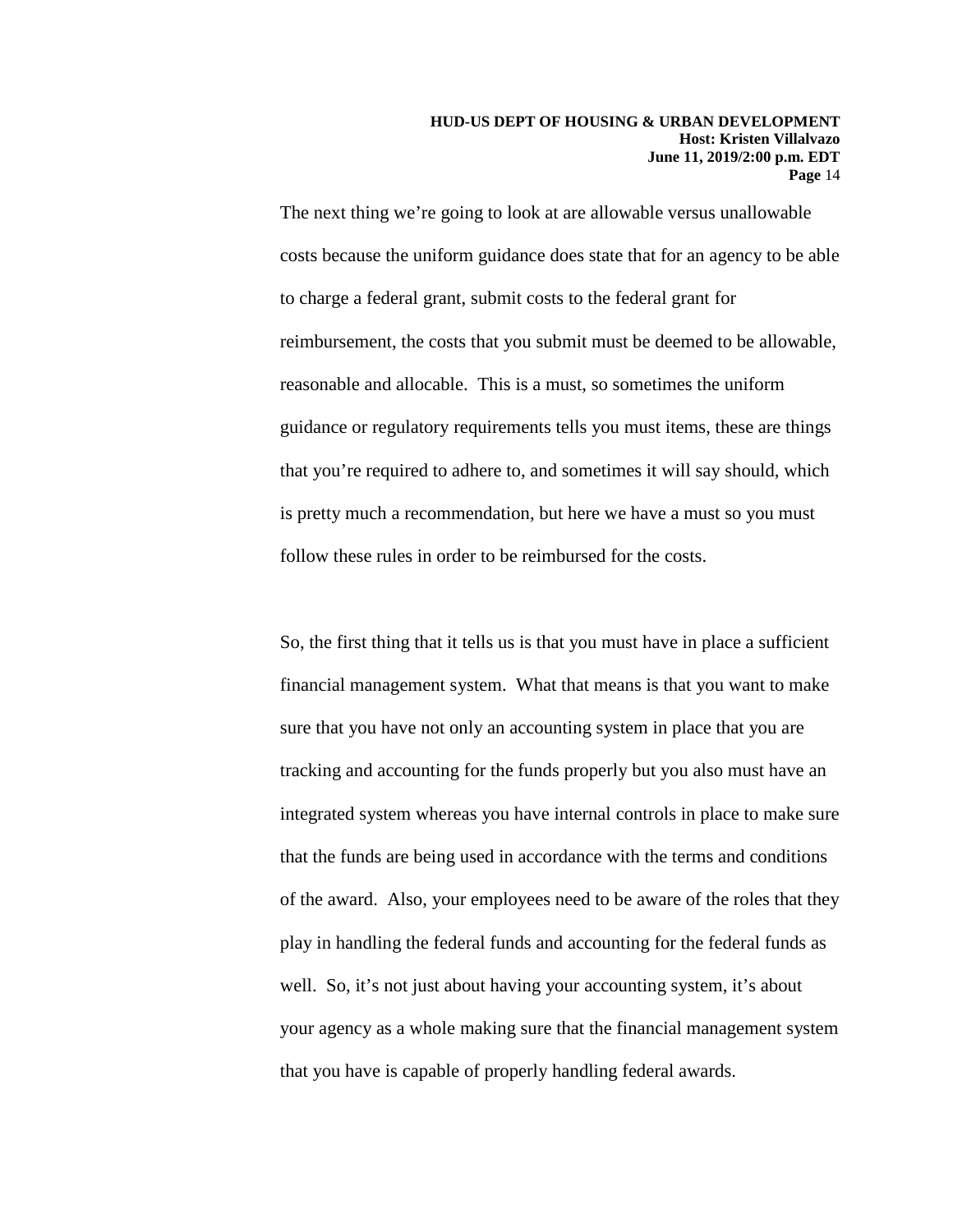The next thing we're going to look at are allowable versus unallowable costs because the uniform guidance does state that for an agency to be able to charge a federal grant, submit costs to the federal grant for reimbursement, the costs that you submit must be deemed to be allowable, reasonable and allocable. This is a must, so sometimes the uniform guidance or regulatory requirements tells you must items, these are things that you're required to adhere to, and sometimes it will say should, which is pretty much a recommendation, but here we have a must so you must follow these rules in order to be reimbursed for the costs.

So, the first thing that it tells us is that you must have in place a sufficient financial management system. What that means is that you want to make sure that you have not only an accounting system in place that you are tracking and accounting for the funds properly but you also must have an integrated system whereas you have internal controls in place to make sure that the funds are being used in accordance with the terms and conditions of the award. Also, your employees need to be aware of the roles that they play in handling the federal funds and accounting for the federal funds as well. So, it's not just about having your accounting system, it's about your agency as a whole making sure that the financial management system that you have is capable of properly handling federal awards.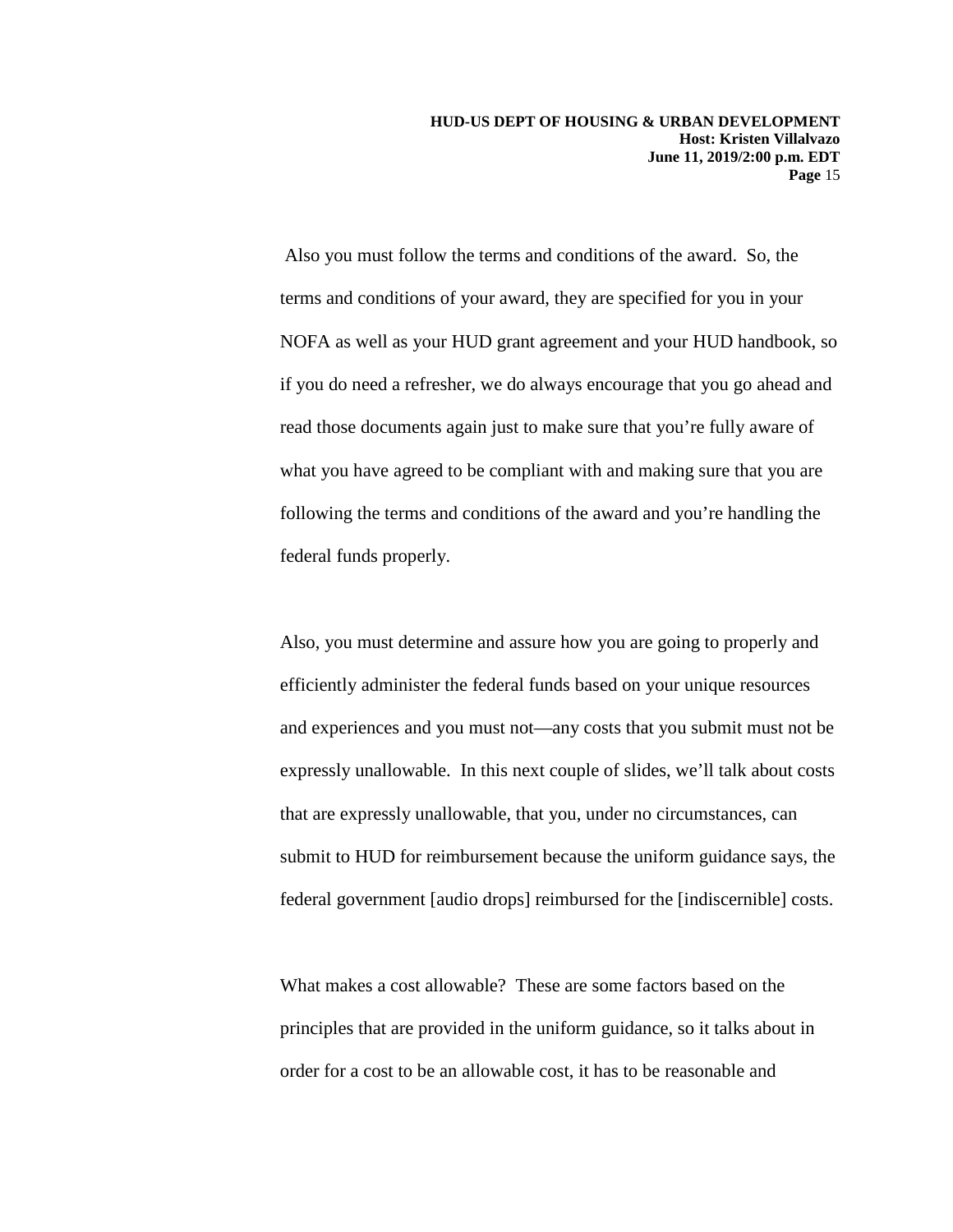Also you must follow the terms and conditions of the award. So, the terms and conditions of your award, they are specified for you in your NOFA as well as your HUD grant agreement and your HUD handbook, so if you do need a refresher, we do always encourage that you go ahead and read those documents again just to make sure that you're fully aware of what you have agreed to be compliant with and making sure that you are following the terms and conditions of the award and you're handling the federal funds properly.

Also, you must determine and assure how you are going to properly and efficiently administer the federal funds based on your unique resources and experiences and you must not—any costs that you submit must not be expressly unallowable. In this next couple of slides, we'll talk about costs that are expressly unallowable, that you, under no circumstances, can submit to HUD for reimbursement because the uniform guidance says, the federal government [audio drops] reimbursed for the [indiscernible] costs.

What makes a cost allowable? These are some factors based on the principles that are provided in the uniform guidance, so it talks about in order for a cost to be an allowable cost, it has to be reasonable and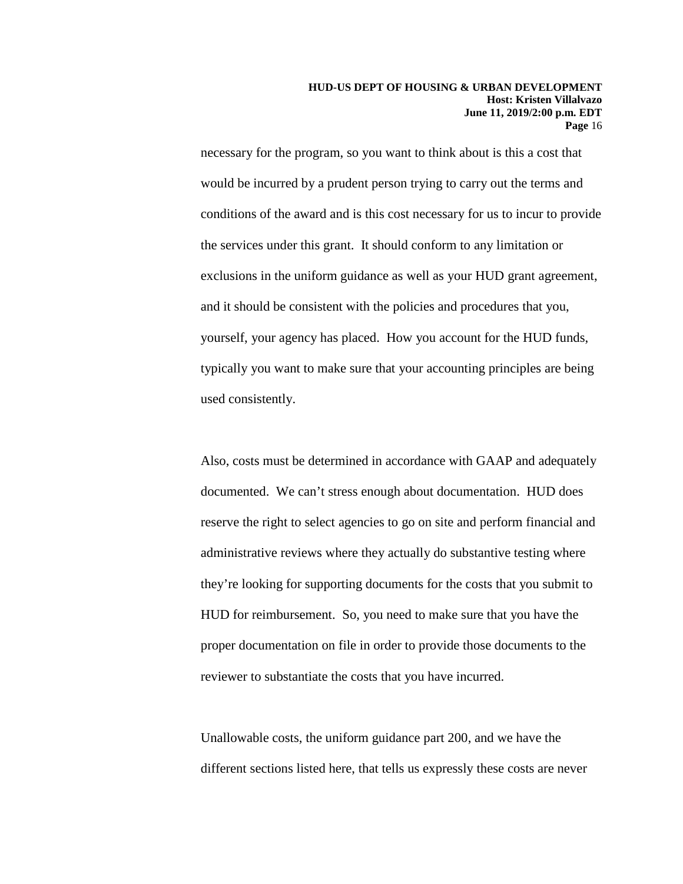necessary for the program, so you want to think about is this a cost that would be incurred by a prudent person trying to carry out the terms and conditions of the award and is this cost necessary for us to incur to provide the services under this grant. It should conform to any limitation or exclusions in the uniform guidance as well as your HUD grant agreement, and it should be consistent with the policies and procedures that you, yourself, your agency has placed. How you account for the HUD funds, typically you want to make sure that your accounting principles are being used consistently.

Also, costs must be determined in accordance with GAAP and adequately documented. We can't stress enough about documentation. HUD does reserve the right to select agencies to go on site and perform financial and administrative reviews where they actually do substantive testing where they're looking for supporting documents for the costs that you submit to HUD for reimbursement. So, you need to make sure that you have the proper documentation on file in order to provide those documents to the reviewer to substantiate the costs that you have incurred.

Unallowable costs, the uniform guidance part 200, and we have the different sections listed here, that tells us expressly these costs are never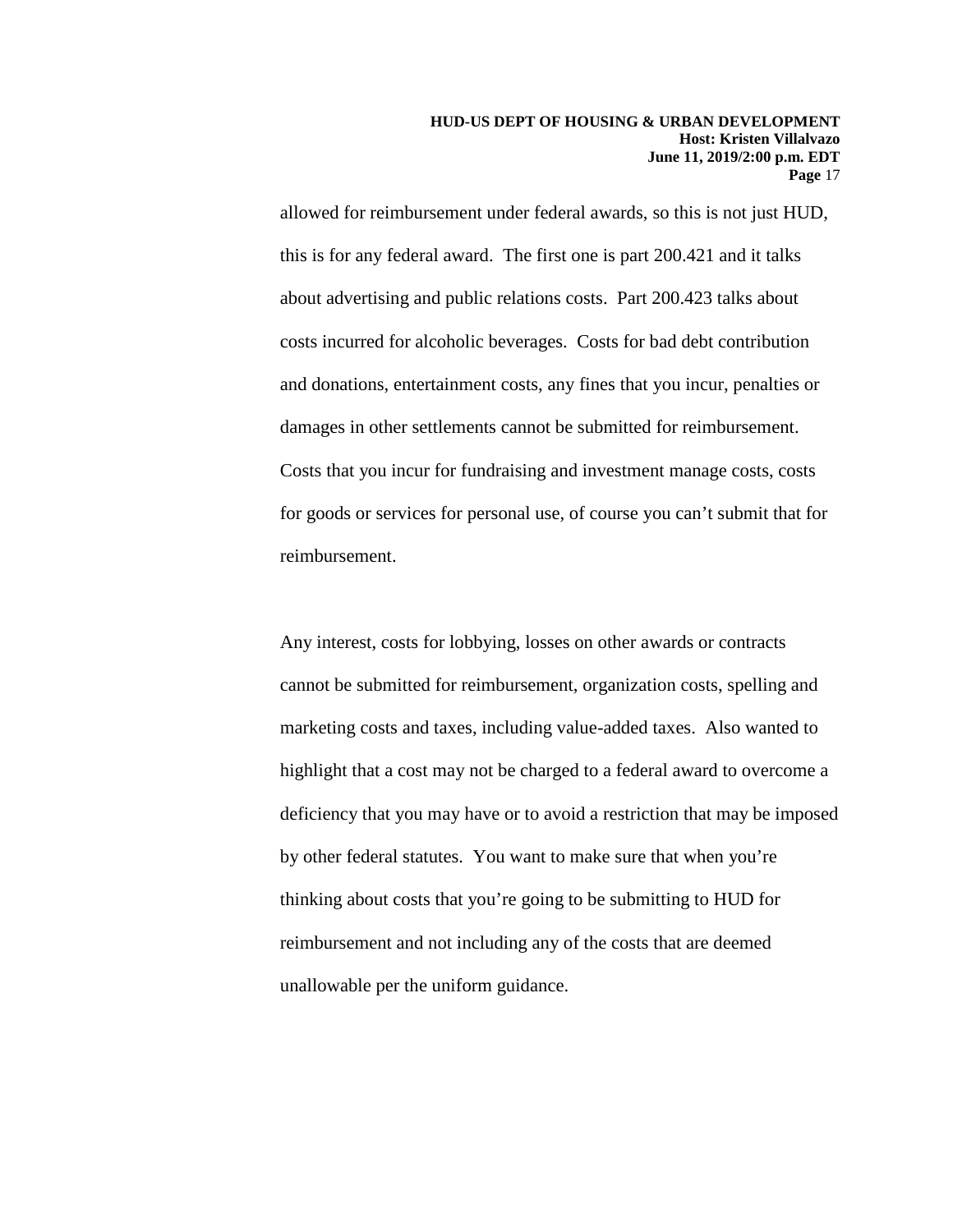allowed for reimbursement under federal awards, so this is not just HUD, this is for any federal award. The first one is part 200.421 and it talks about advertising and public relations costs. Part 200.423 talks about costs incurred for alcoholic beverages. Costs for bad debt contribution and donations, entertainment costs, any fines that you incur, penalties or damages in other settlements cannot be submitted for reimbursement. Costs that you incur for fundraising and investment manage costs, costs for goods or services for personal use, of course you can't submit that for reimbursement.

Any interest, costs for lobbying, losses on other awards or contracts cannot be submitted for reimbursement, organization costs, spelling and marketing costs and taxes, including value-added taxes. Also wanted to highlight that a cost may not be charged to a federal award to overcome a deficiency that you may have or to avoid a restriction that may be imposed by other federal statutes. You want to make sure that when you're thinking about costs that you're going to be submitting to HUD for reimbursement and not including any of the costs that are deemed unallowable per the uniform guidance.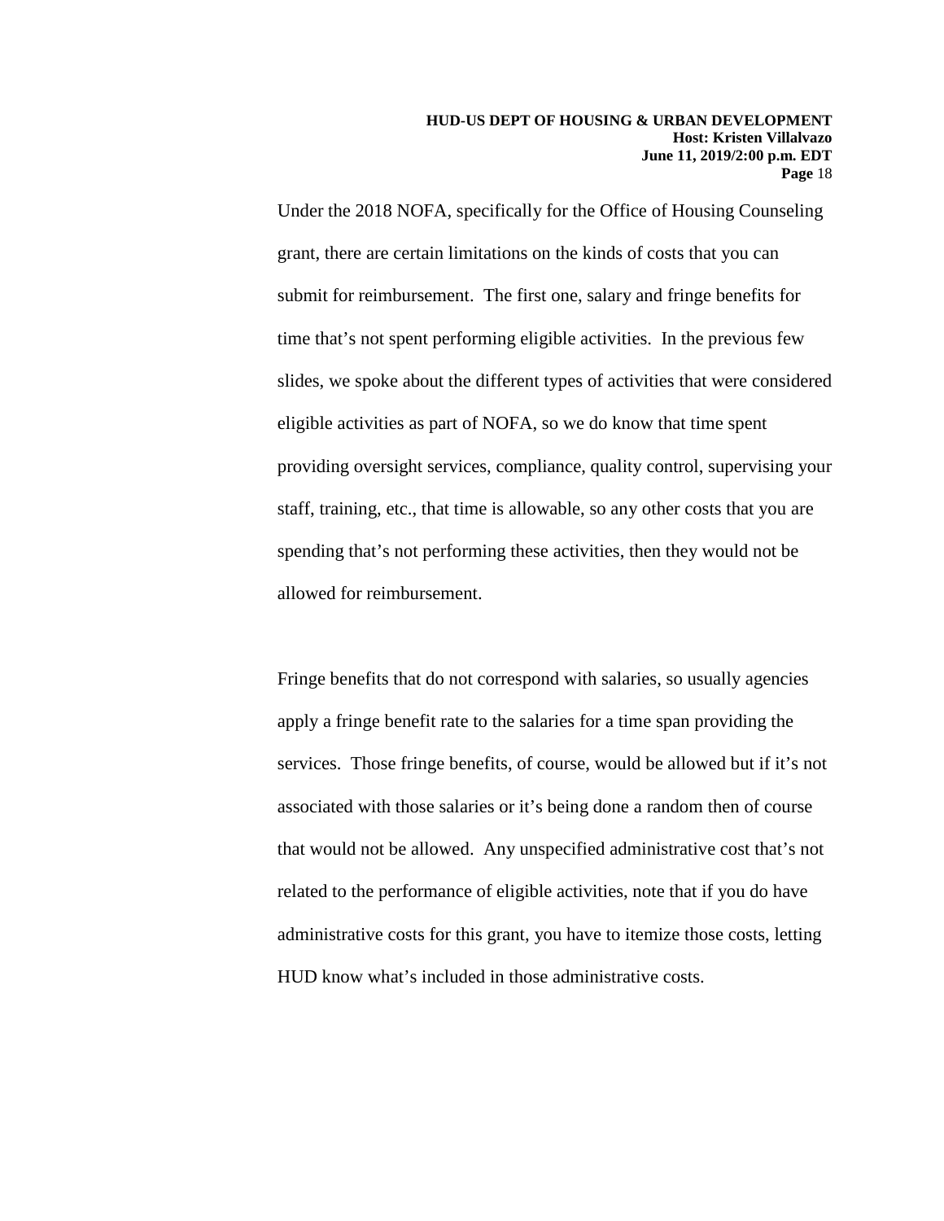Under the 2018 NOFA, specifically for the Office of Housing Counseling grant, there are certain limitations on the kinds of costs that you can submit for reimbursement. The first one, salary and fringe benefits for time that's not spent performing eligible activities. In the previous few slides, we spoke about the different types of activities that were considered eligible activities as part of NOFA, so we do know that time spent providing oversight services, compliance, quality control, supervising your staff, training, etc., that time is allowable, so any other costs that you are spending that's not performing these activities, then they would not be allowed for reimbursement.

Fringe benefits that do not correspond with salaries, so usually agencies apply a fringe benefit rate to the salaries for a time span providing the services. Those fringe benefits, of course, would be allowed but if it's not associated with those salaries or it's being done a random then of course that would not be allowed. Any unspecified administrative cost that's not related to the performance of eligible activities, note that if you do have administrative costs for this grant, you have to itemize those costs, letting HUD know what's included in those administrative costs.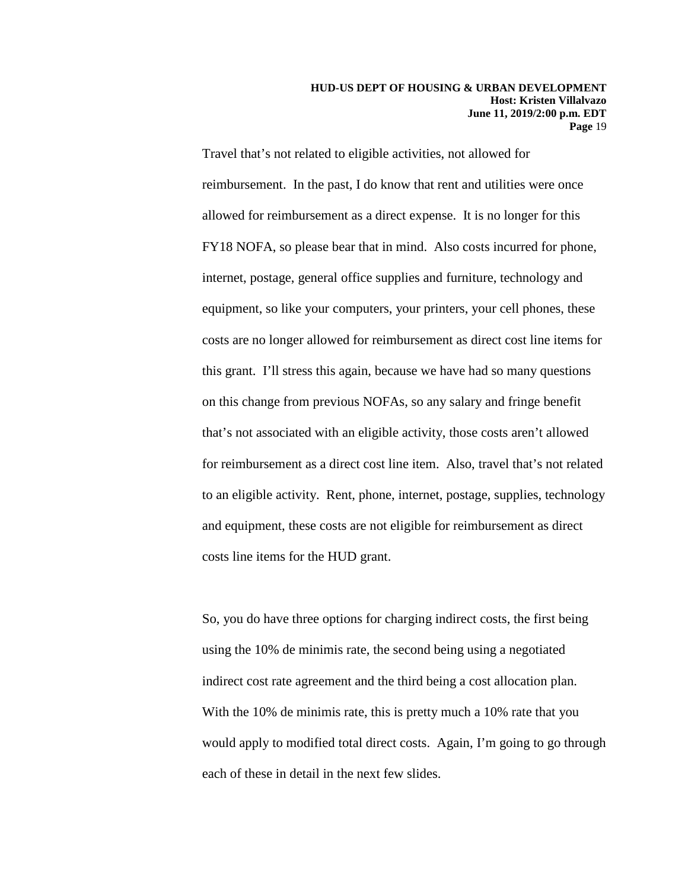Travel that's not related to eligible activities, not allowed for reimbursement. In the past, I do know that rent and utilities were once allowed for reimbursement as a direct expense. It is no longer for this FY18 NOFA, so please bear that in mind. Also costs incurred for phone, internet, postage, general office supplies and furniture, technology and equipment, so like your computers, your printers, your cell phones, these costs are no longer allowed for reimbursement as direct cost line items for this grant. I'll stress this again, because we have had so many questions on this change from previous NOFAs, so any salary and fringe benefit that's not associated with an eligible activity, those costs aren't allowed for reimbursement as a direct cost line item. Also, travel that's not related to an eligible activity. Rent, phone, internet, postage, supplies, technology and equipment, these costs are not eligible for reimbursement as direct costs line items for the HUD grant.

So, you do have three options for charging indirect costs, the first being using the 10% de minimis rate, the second being using a negotiated indirect cost rate agreement and the third being a cost allocation plan. With the 10% de minimis rate, this is pretty much a 10% rate that you would apply to modified total direct costs. Again, I'm going to go through each of these in detail in the next few slides.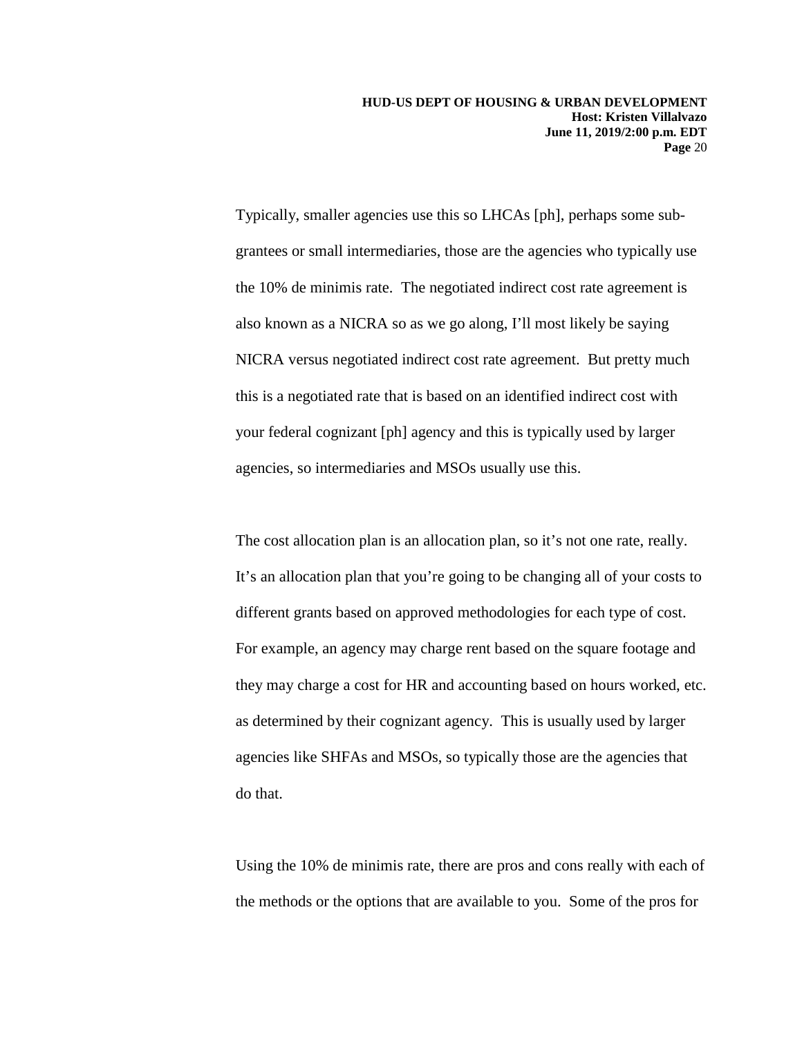Typically, smaller agencies use this so LHCAs [ph], perhaps some sub-grantees or small intermediaries, those are the agencies who typically use the 10% de minimis rate. The negotiated indirect cost rate agreement is also known as a NICRA so as we go along, I'll most likely be saying NICRA versus negotiated indirect cost rate agreement. But pretty much this is a negotiated rate that is based on an identified indirect cost with your federal cognizant [ph] agency and this is typically used by larger agencies, so intermediaries and MSOs usually use this.

The cost allocation plan is an allocation plan, so it's not one rate, really. It's an allocation plan that you're going to be changing all of your costs to different grants based on approved methodologies for each type of cost. For example, an agency may charge rent based on the square footage and they may charge a cost for HR and accounting based on hours worked, etc. as determined by their cognizant agency. This is usually used by larger agencies like SHFAs and MSOs, so typically those are the agencies that do that.

Using the 10% de minimis rate, there are pros and cons really with each of the methods or the options that are available to you. Some of the pros for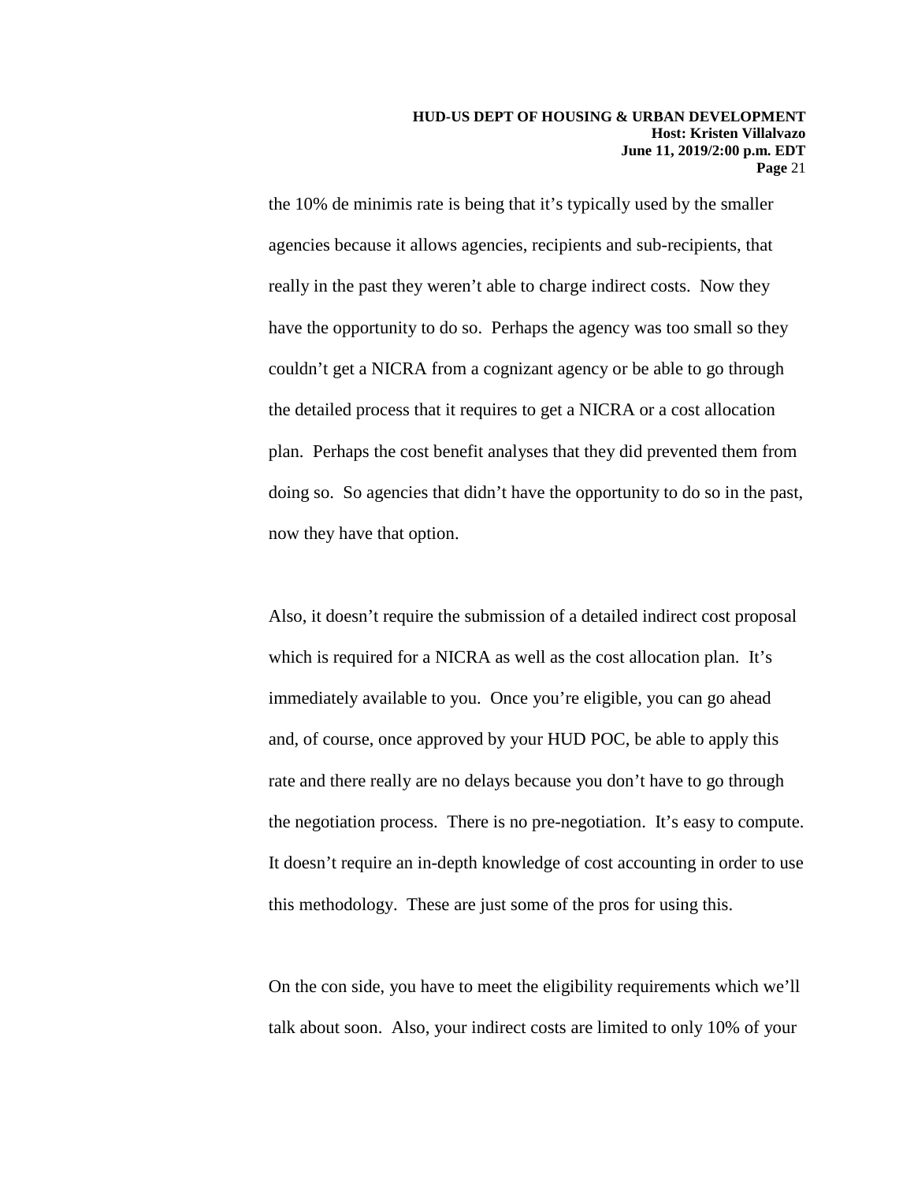the 10% de minimis rate is being that it's typically used by the smaller agencies because it allows agencies, recipients and sub-recipients, that really in the past they weren't able to charge indirect costs. Now they have the opportunity to do so. Perhaps the agency was too small so they couldn't get a NICRA from a cognizant agency or be able to go through the detailed process that it requires to get a NICRA or a cost allocation plan. Perhaps the cost benefit analyses that they did prevented them from doing so. So agencies that didn't have the opportunity to do so in the past, now they have that option.

Also, it doesn't require the submission of a detailed indirect cost proposal which is required for a NICRA as well as the cost allocation plan. It's immediately available to you. Once you're eligible, you can go ahead and, of course, once approved by your HUD POC, be able to apply this rate and there really are no delays because you don't have to go through the negotiation process. There is no pre-negotiation. It's easy to compute. It doesn't require an in-depth knowledge of cost accounting in order to use this methodology. These are just some of the pros for using this.

On the con side, you have to meet the eligibility requirements which we'll talk about soon. Also, your indirect costs are limited to only 10% of your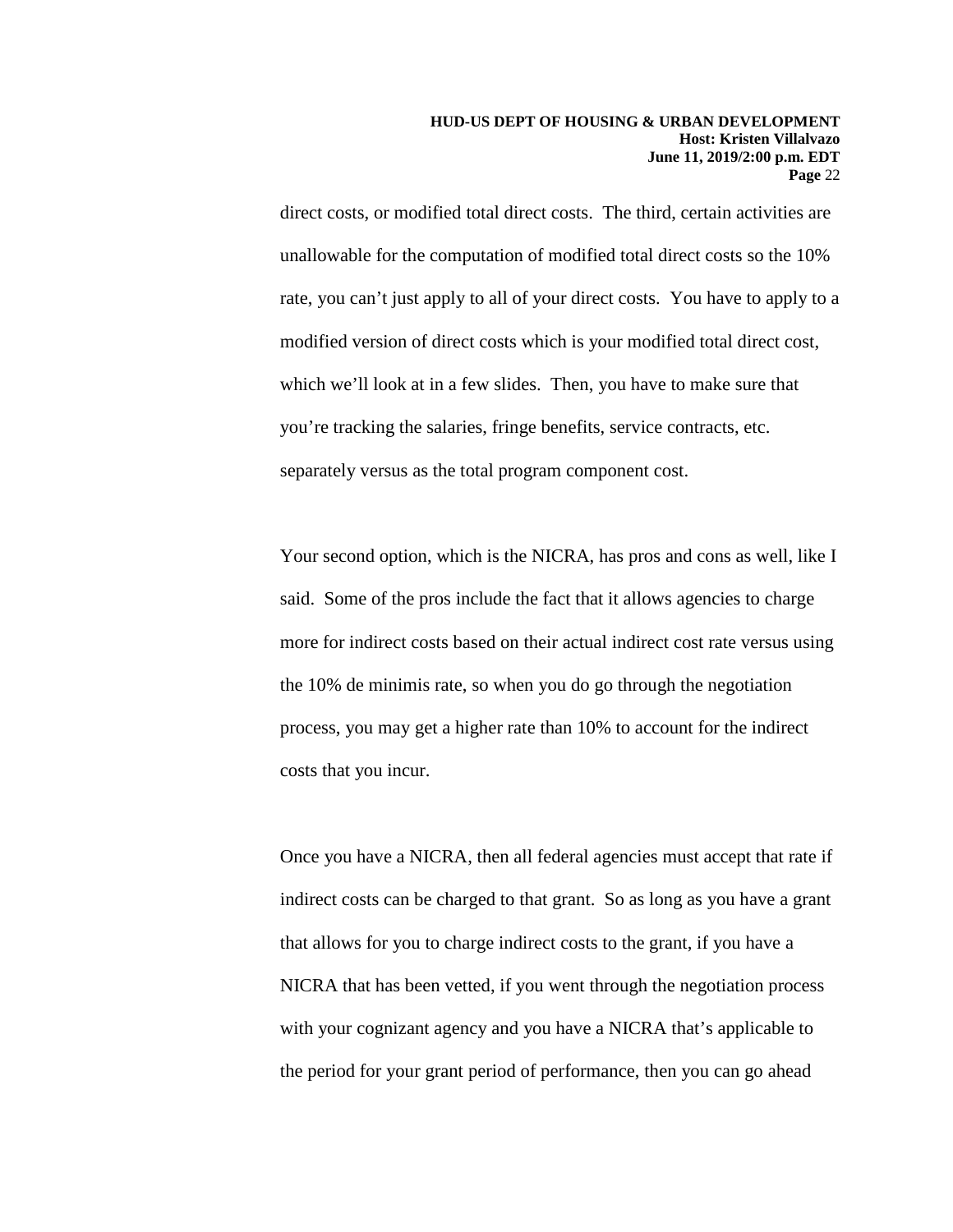direct costs, or modified total direct costs. The third, certain activities are unallowable for the computation of modified total direct costs so the 10% rate, you can't just apply to all of your direct costs. You have to apply to a modified version of direct costs which is your modified total direct cost, which we'll look at in a few slides. Then, you have to make sure that you're tracking the salaries, fringe benefits, service contracts, etc. separately versus as the total program component cost.

Your second option, which is the NICRA, has pros and cons as well, like I said. Some of the pros include the fact that it allows agencies to charge more for indirect costs based on their actual indirect cost rate versus using the 10% de minimis rate, so when you do go through the negotiation process, you may get a higher rate than 10% to account for the indirect costs that you incur.

Once you have a NICRA, then all federal agencies must accept that rate if indirect costs can be charged to that grant. So as long as you have a grant that allows for you to charge indirect costs to the grant, if you have a NICRA that has been vetted, if you went through the negotiation process with your cognizant agency and you have a NICRA that's applicable to the period for your grant period of performance, then you can go ahead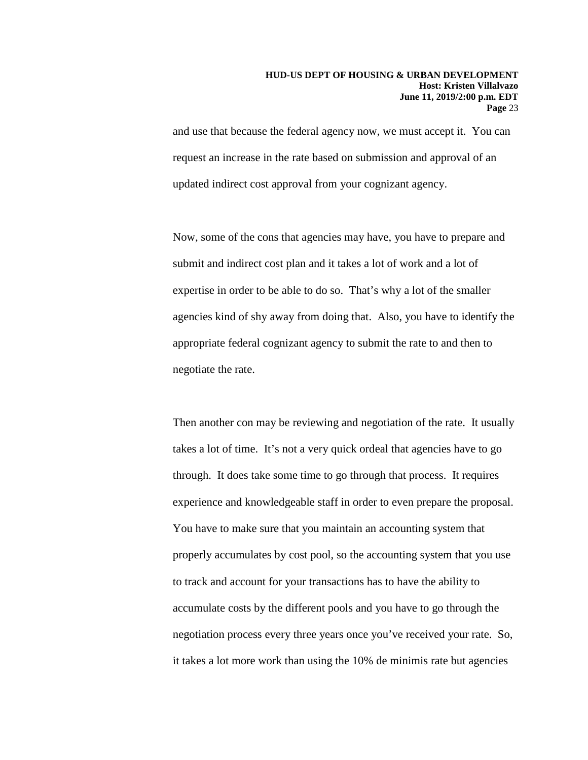and use that because the federal agency now, we must accept it. You can request an increase in the rate based on submission and approval of an updated indirect cost approval from your cognizant agency.

Now, some of the cons that agencies may have, you have to prepare and submit and indirect cost plan and it takes a lot of work and a lot of expertise in order to be able to do so. That's why a lot of the smaller agencies kind of shy away from doing that. Also, you have to identify the appropriate federal cognizant agency to submit the rate to and then to negotiate the rate.

Then another con may be reviewing and negotiation of the rate. It usually takes a lot of time. It's not a very quick ordeal that agencies have to go through. It does take some time to go through that process. It requires experience and knowledgeable staff in order to even prepare the proposal. You have to make sure that you maintain an accounting system that properly accumulates by cost pool, so the accounting system that you use to track and account for your transactions has to have the ability to accumulate costs by the different pools and you have to go through the negotiation process every three years once you've received your rate. So, it takes a lot more work than using the 10% de minimis rate but agencies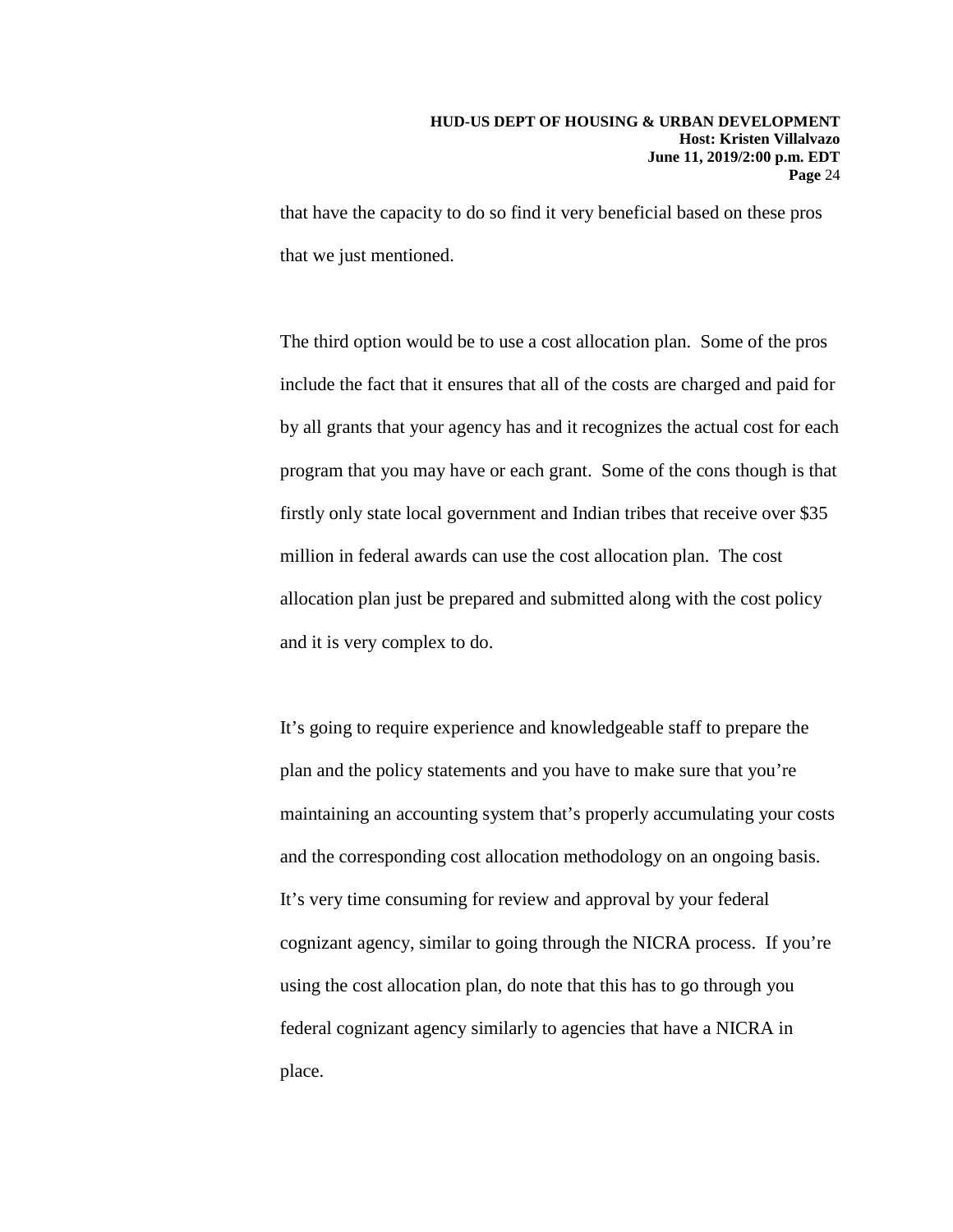that have the capacity to do so find it very beneficial based on these pros that we just mentioned.

The third option would be to use a cost allocation plan. Some of the pros include the fact that it ensures that all of the costs are charged and paid for by all grants that your agency has and it recognizes the actual cost for each program that you may have or each grant. Some of the cons though is that firstly only state local government and Indian tribes that receive over $35 million in federal awards can use the cost allocation plan. The cost allocation plan just be prepared and submitted along with the cost policy and it is very complex to do.

It's going to require experience and knowledgeable staff to prepare the plan and the policy statements and you have to make sure that you're maintaining an accounting system that's properly accumulating your costs and the corresponding cost allocation methodology on an ongoing basis. It's very time consuming for review and approval by your federal cognizant agency, similar to going through the NICRA process. If you're using the cost allocation plan, do note that this has to go through you federal cognizant agency similarly to agencies that have a NICRA in place.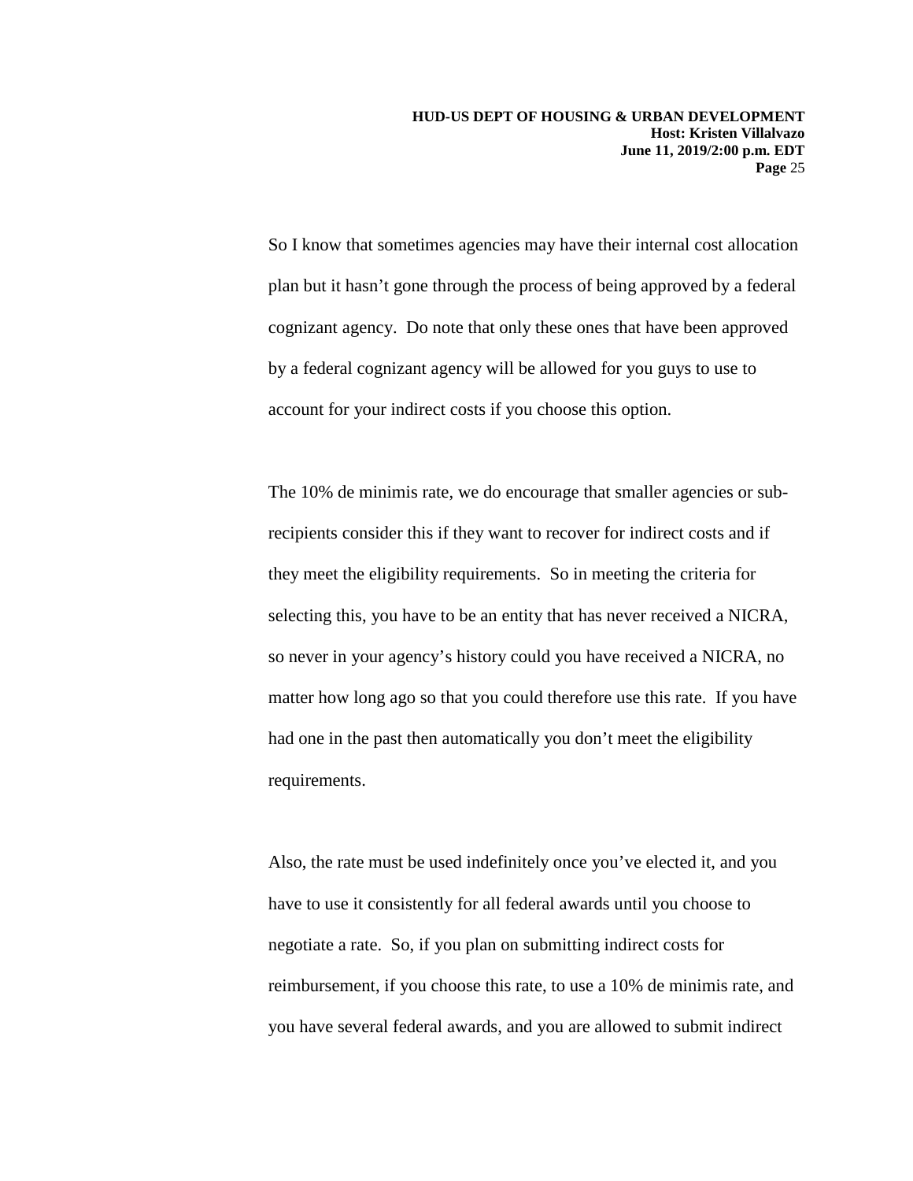So I know that sometimes agencies may have their internal cost allocation plan but it hasn't gone through the process of being approved by a federal cognizant agency.  Do note that only these ones that have been approved by a federal cognizant agency will be allowed for you guys to use to account for your indirect costs if you choose this option.

The 10% de minimis rate, we do encourage that smaller agencies or sub-recipients consider this if they want to recover for indirect costs and if they meet the eligibility requirements.  So in meeting the criteria for selecting this, you have to be an entity that has never received a NICRA, so never in your agency's history could you have received a NICRA, no matter how long ago so that you could therefore use this rate.  If you have had one in the past then automatically you don't meet the eligibility requirements.

Also, the rate must be used indefinitely once you've elected it, and you have to use it consistently for all federal awards until you choose to negotiate a rate.  So, if you plan on submitting indirect costs for reimbursement, if you choose this rate, to use a 10% de minimis rate, and you have several federal awards, and you are allowed to submit indirect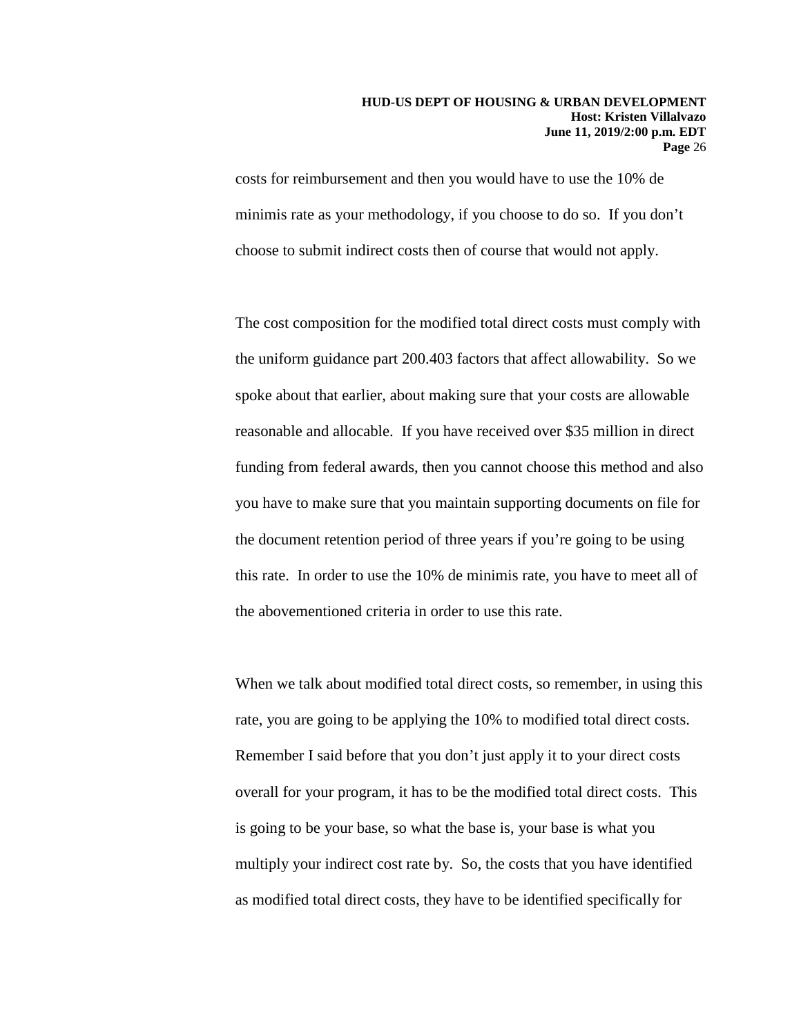costs for reimbursement and then you would have to use the 10% de minimis rate as your methodology, if you choose to do so. If you don't choose to submit indirect costs then of course that would not apply.

The cost composition for the modified total direct costs must comply with the uniform guidance part 200.403 factors that affect allowability. So we spoke about that earlier, about making sure that your costs are allowable reasonable and allocable. If you have received over $35 million in direct funding from federal awards, then you cannot choose this method and also you have to make sure that you maintain supporting documents on file for the document retention period of three years if you're going to be using this rate. In order to use the 10% de minimis rate, you have to meet all of the abovementioned criteria in order to use this rate.

When we talk about modified total direct costs, so remember, in using this rate, you are going to be applying the 10% to modified total direct costs. Remember I said before that you don't just apply it to your direct costs overall for your program, it has to be the modified total direct costs. This is going to be your base, so what the base is, your base is what you multiply your indirect cost rate by. So, the costs that you have identified as modified total direct costs, they have to be identified specifically for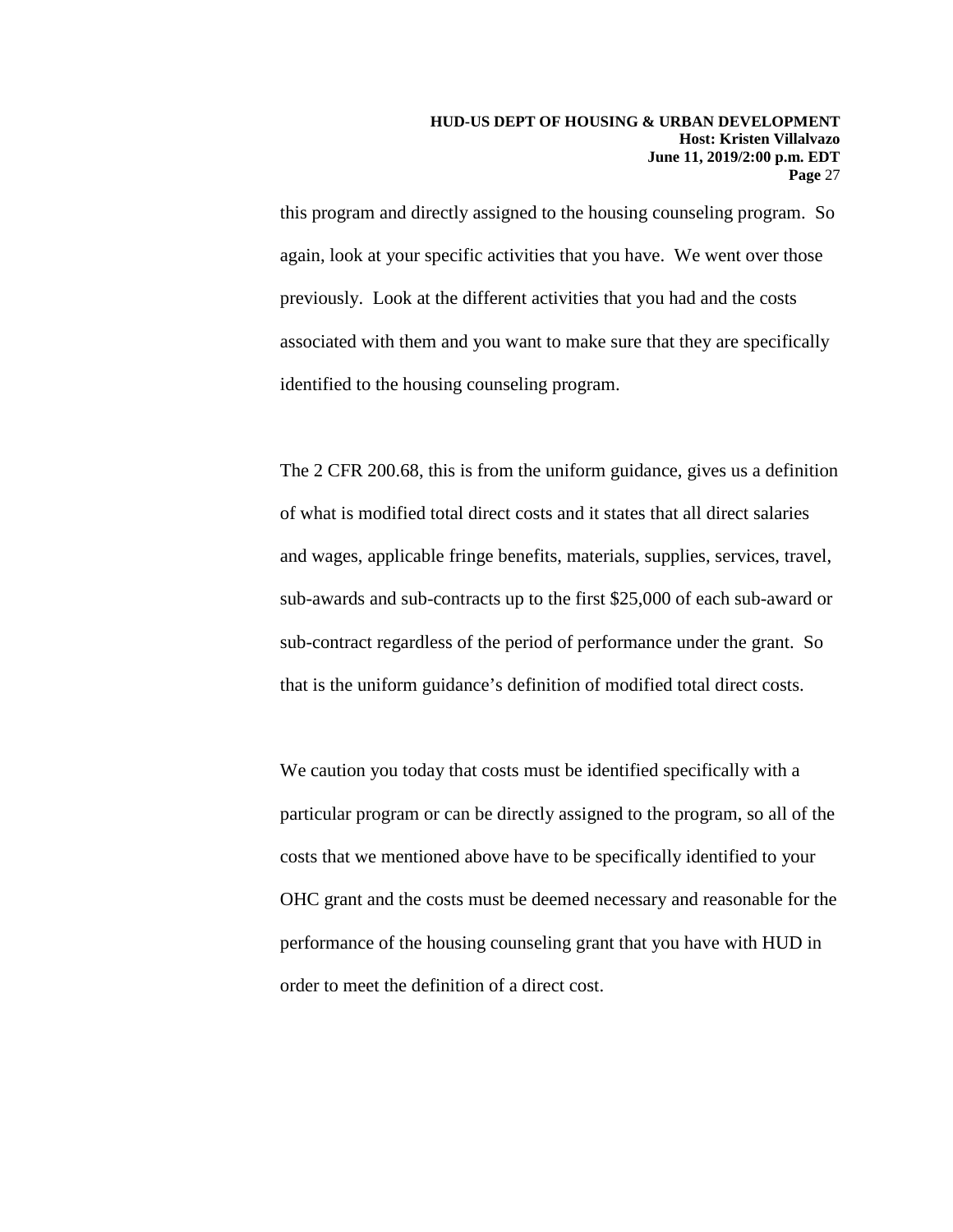this program and directly assigned to the housing counseling program. So again, look at your specific activities that you have. We went over those previously. Look at the different activities that you had and the costs associated with them and you want to make sure that they are specifically identified to the housing counseling program.

The 2 CFR 200.68, this is from the uniform guidance, gives us a definition of what is modified total direct costs and it states that all direct salaries and wages, applicable fringe benefits, materials, supplies, services, travel, sub-awards and sub-contracts up to the first $25,000 of each sub-award or sub-contract regardless of the period of performance under the grant. So that is the uniform guidance's definition of modified total direct costs.

We caution you today that costs must be identified specifically with a particular program or can be directly assigned to the program, so all of the costs that we mentioned above have to be specifically identified to your OHC grant and the costs must be deemed necessary and reasonable for the performance of the housing counseling grant that you have with HUD in order to meet the definition of a direct cost.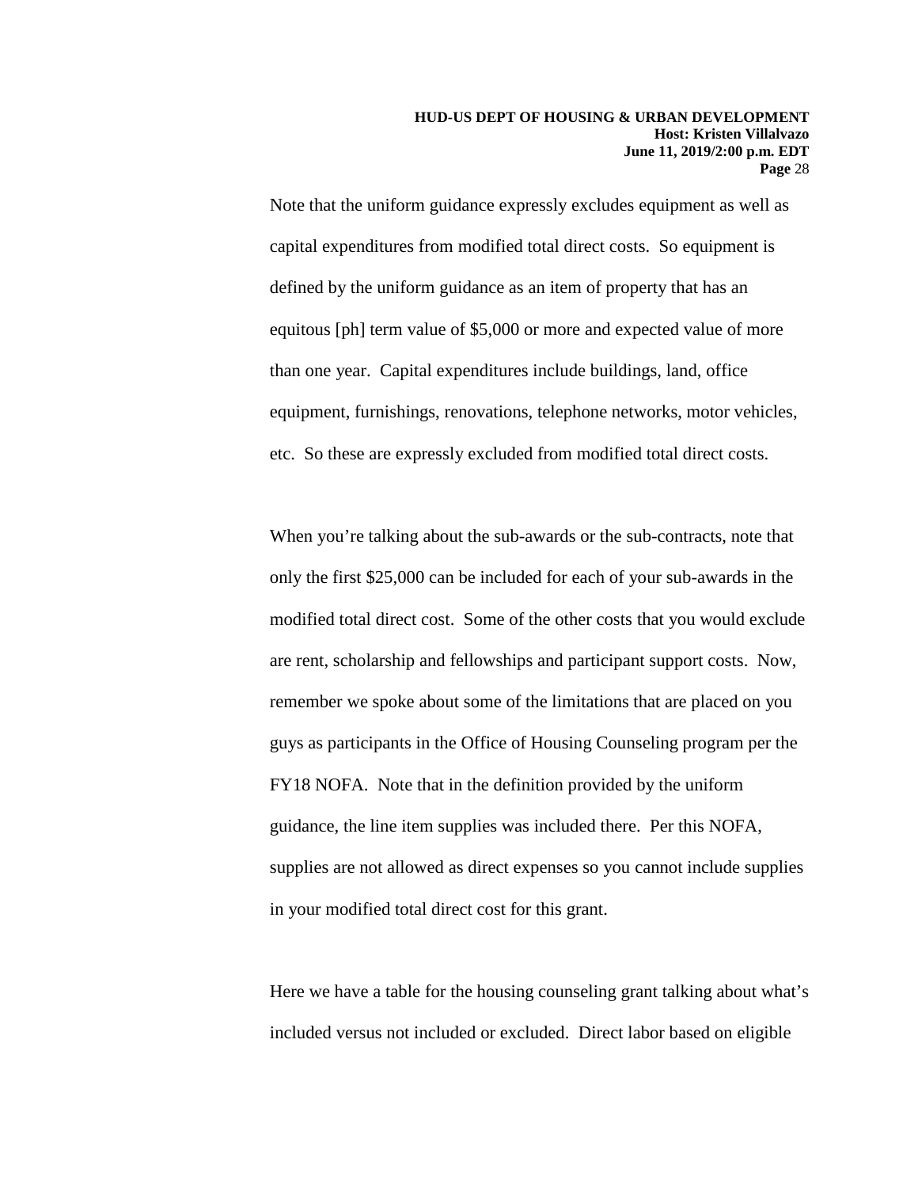Note that the uniform guidance expressly excludes equipment as well as capital expenditures from modified total direct costs. So equipment is defined by the uniform guidance as an item of property that has an equitous [ph] term value of $5,000 or more and expected value of more than one year. Capital expenditures include buildings, land, office equipment, furnishings, renovations, telephone networks, motor vehicles, etc. So these are expressly excluded from modified total direct costs.

When you're talking about the sub-awards or the sub-contracts, note that only the first $25,000 can be included for each of your sub-awards in the modified total direct cost. Some of the other costs that you would exclude are rent, scholarship and fellowships and participant support costs. Now, remember we spoke about some of the limitations that are placed on you guys as participants in the Office of Housing Counseling program per the FY18 NOFA. Note that in the definition provided by the uniform guidance, the line item supplies was included there. Per this NOFA, supplies are not allowed as direct expenses so you cannot include supplies in your modified total direct cost for this grant.

Here we have a table for the housing counseling grant talking about what's included versus not included or excluded. Direct labor based on eligible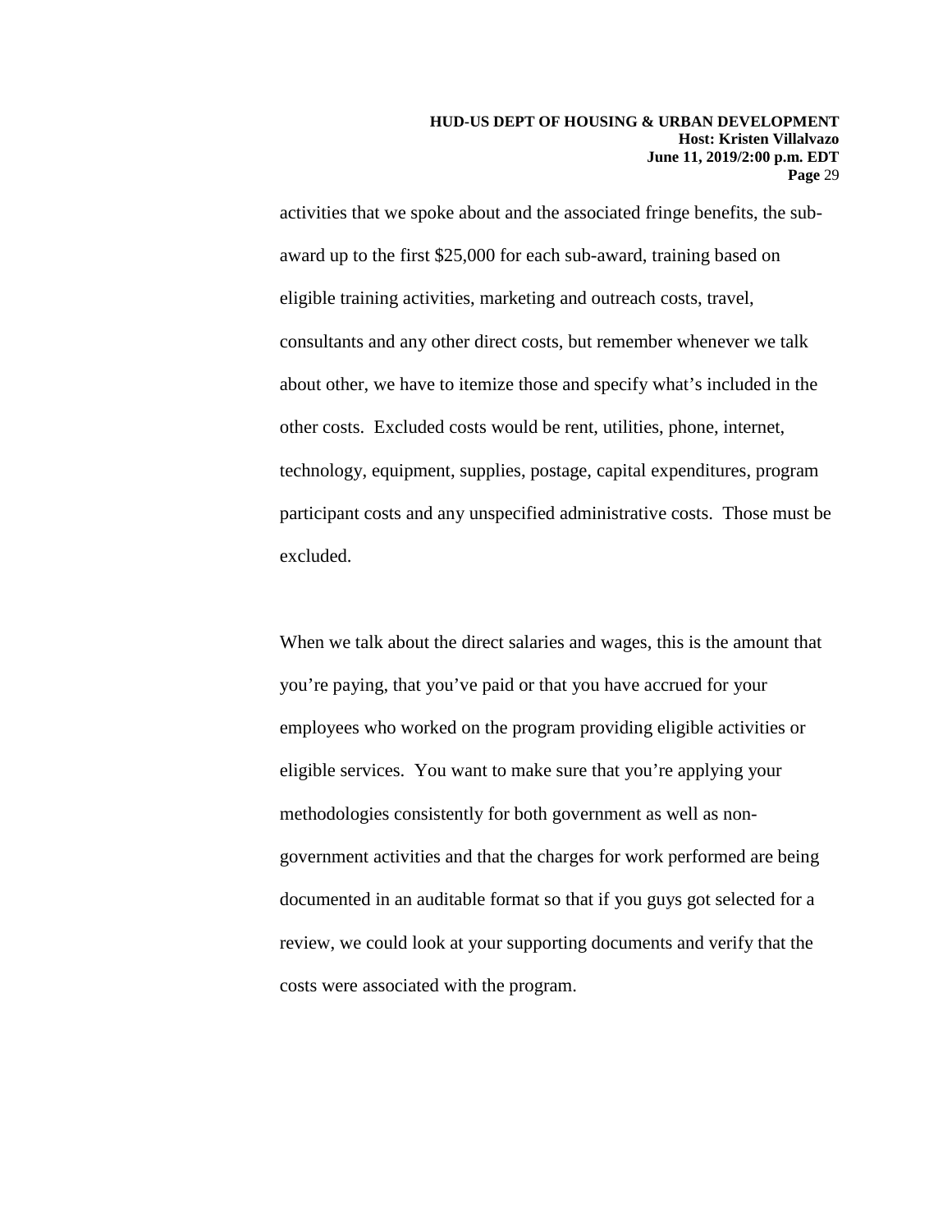activities that we spoke about and the associated fringe benefits, the sub-award up to the first $25,000 for each sub-award, training based on eligible training activities, marketing and outreach costs, travel, consultants and any other direct costs, but remember whenever we talk about other, we have to itemize those and specify what's included in the other costs. Excluded costs would be rent, utilities, phone, internet, technology, equipment, supplies, postage, capital expenditures, program participant costs and any unspecified administrative costs. Those must be excluded.

When we talk about the direct salaries and wages, this is the amount that you're paying, that you've paid or that you have accrued for your employees who worked on the program providing eligible activities or eligible services. You want to make sure that you're applying your methodologies consistently for both government as well as non-government activities and that the charges for work performed are being documented in an auditable format so that if you guys got selected for a review, we could look at your supporting documents and verify that the costs were associated with the program.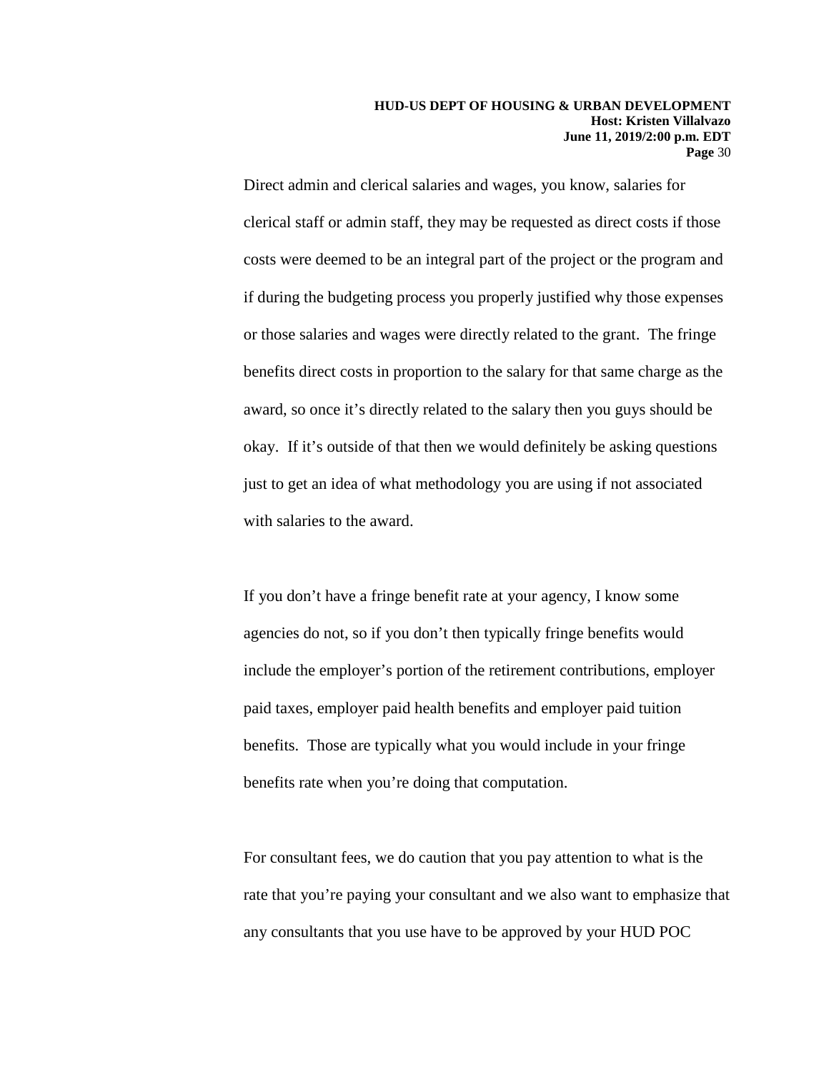Direct admin and clerical salaries and wages, you know, salaries for clerical staff or admin staff, they may be requested as direct costs if those costs were deemed to be an integral part of the project or the program and if during the budgeting process you properly justified why those expenses or those salaries and wages were directly related to the grant. The fringe benefits direct costs in proportion to the salary for that same charge as the award, so once it's directly related to the salary then you guys should be okay. If it's outside of that then we would definitely be asking questions just to get an idea of what methodology you are using if not associated with salaries to the award.

If you don't have a fringe benefit rate at your agency, I know some agencies do not, so if you don't then typically fringe benefits would include the employer's portion of the retirement contributions, employer paid taxes, employer paid health benefits and employer paid tuition benefits. Those are typically what you would include in your fringe benefits rate when you're doing that computation.

For consultant fees, we do caution that you pay attention to what is the rate that you're paying your consultant and we also want to emphasize that any consultants that you use have to be approved by your HUD POC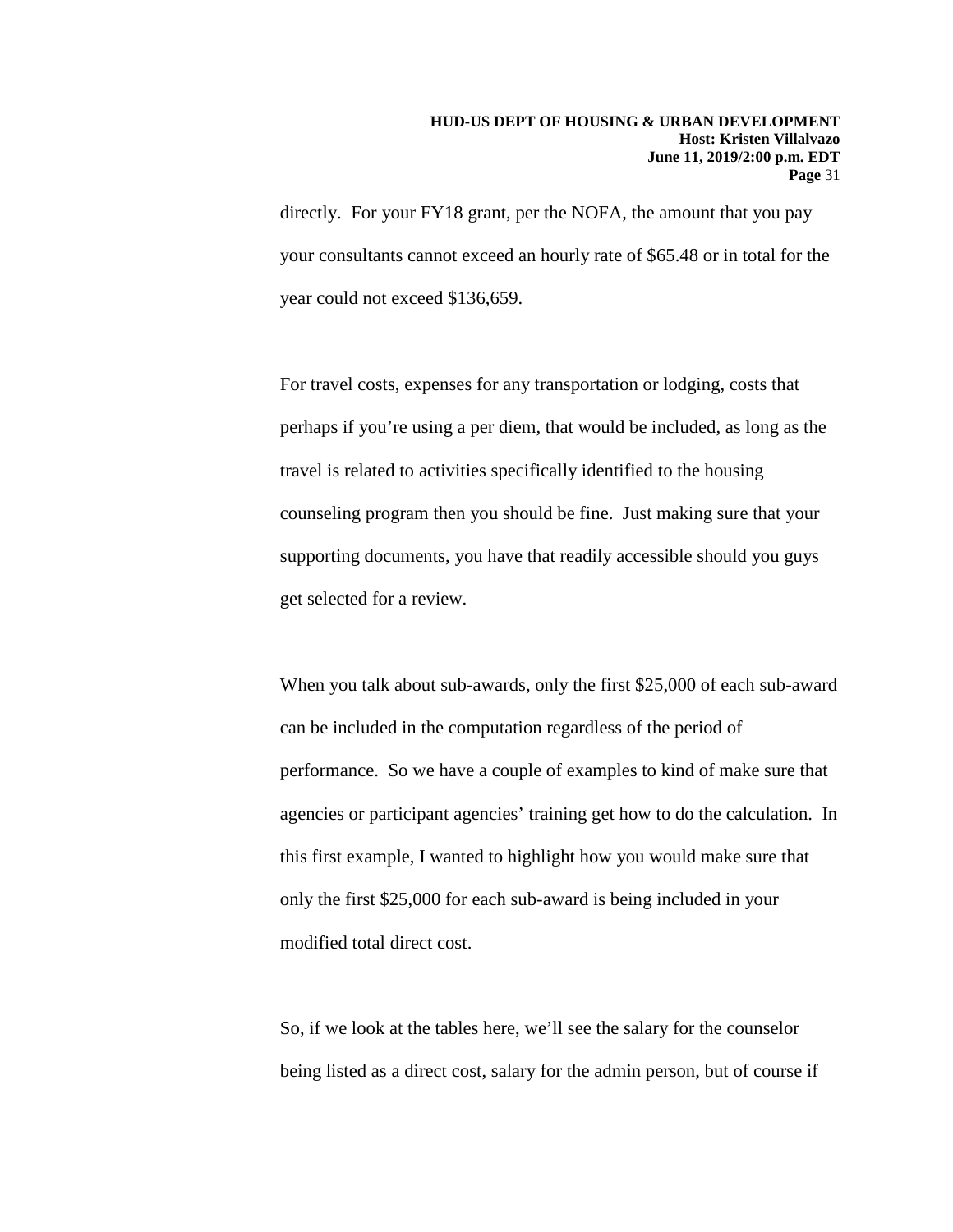directly. For your FY18 grant, per the NOFA, the amount that you pay your consultants cannot exceed an hourly rate of $65.48 or in total for the year could not exceed $136,659.

For travel costs, expenses for any transportation or lodging, costs that perhaps if you're using a per diem, that would be included, as long as the travel is related to activities specifically identified to the housing counseling program then you should be fine. Just making sure that your supporting documents, you have that readily accessible should you guys get selected for a review.

When you talk about sub-awards, only the first $25,000 of each sub-award can be included in the computation regardless of the period of performance. So we have a couple of examples to kind of make sure that agencies or participant agencies' training get how to do the calculation. In this first example, I wanted to highlight how you would make sure that only the first $25,000 for each sub-award is being included in your modified total direct cost.

So, if we look at the tables here, we'll see the salary for the counselor being listed as a direct cost, salary for the admin person, but of course if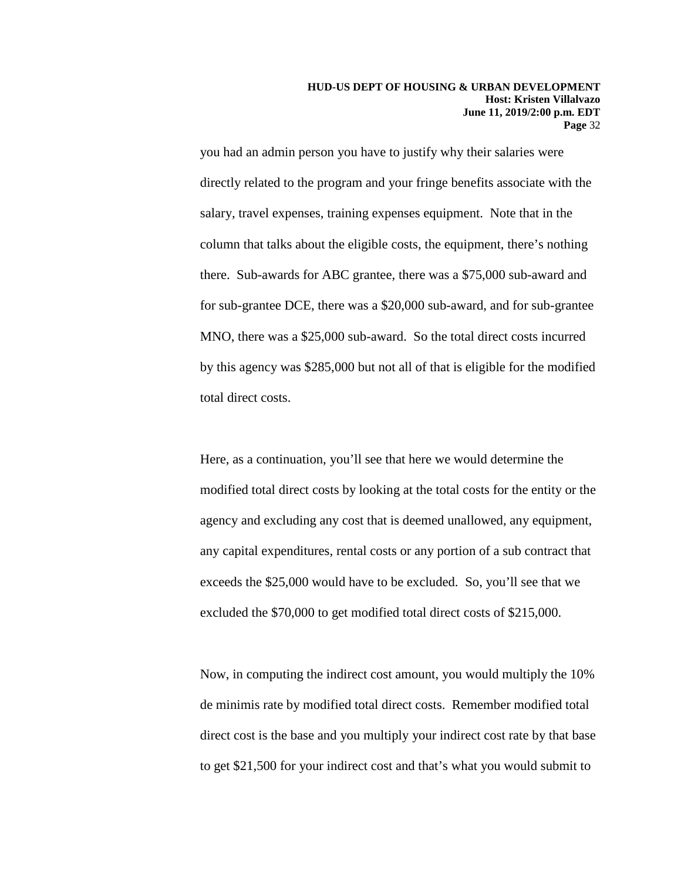you had an admin person you have to justify why their salaries were directly related to the program and your fringe benefits associate with the salary, travel expenses, training expenses equipment. Note that in the column that talks about the eligible costs, the equipment, there's nothing there. Sub-awards for ABC grantee, there was a $75,000 sub-award and for sub-grantee DCE, there was a $20,000 sub-award, and for sub-grantee MNO, there was a $25,000 sub-award. So the total direct costs incurred by this agency was $285,000 but not all of that is eligible for the modified total direct costs.

Here, as a continuation, you'll see that here we would determine the modified total direct costs by looking at the total costs for the entity or the agency and excluding any cost that is deemed unallowed, any equipment, any capital expenditures, rental costs or any portion of a sub contract that exceeds the $25,000 would have to be excluded. So, you'll see that we excluded the $70,000 to get modified total direct costs of $215,000.

Now, in computing the indirect cost amount, you would multiply the 10% de minimis rate by modified total direct costs. Remember modified total direct cost is the base and you multiply your indirect cost rate by that base to get $21,500 for your indirect cost and that's what you would submit to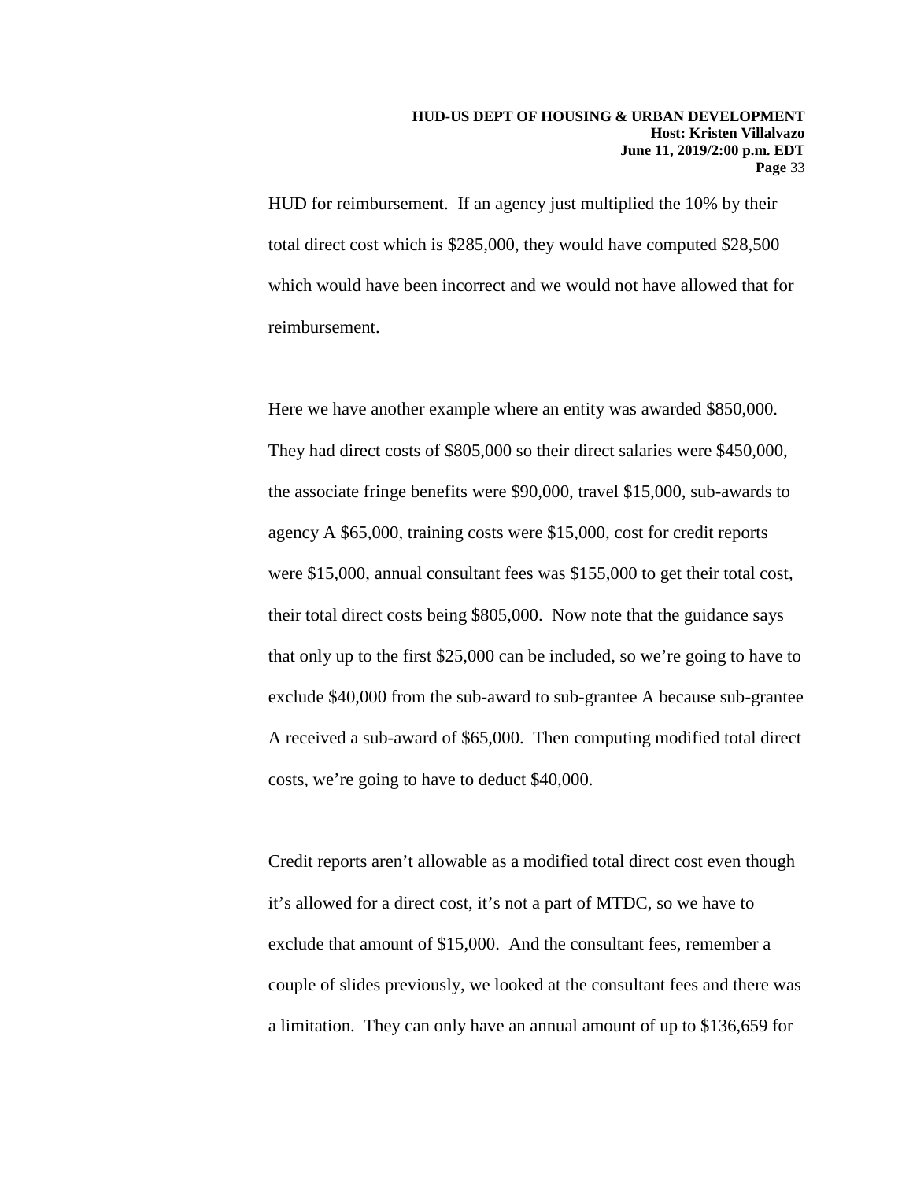HUD for reimbursement. If an agency just multiplied the 10% by their total direct cost which is $285,000, they would have computed $28,500 which would have been incorrect and we would not have allowed that for reimbursement.

Here we have another example where an entity was awarded $850,000. They had direct costs of $805,000 so their direct salaries were $450,000, the associate fringe benefits were $90,000, travel $15,000, sub-awards to agency A $65,000, training costs were $15,000, cost for credit reports were $15,000, annual consultant fees was $155,000 to get their total cost, their total direct costs being $805,000. Now note that the guidance says that only up to the first $25,000 can be included, so we're going to have to exclude $40,000 from the sub-award to sub-grantee A because sub-grantee A received a sub-award of $65,000. Then computing modified total direct costs, we're going to have to deduct $40,000.

Credit reports aren't allowable as a modified total direct cost even though it's allowed for a direct cost, it's not a part of MTDC, so we have to exclude that amount of $15,000. And the consultant fees, remember a couple of slides previously, we looked at the consultant fees and there was a limitation. They can only have an annual amount of up to $136,659 for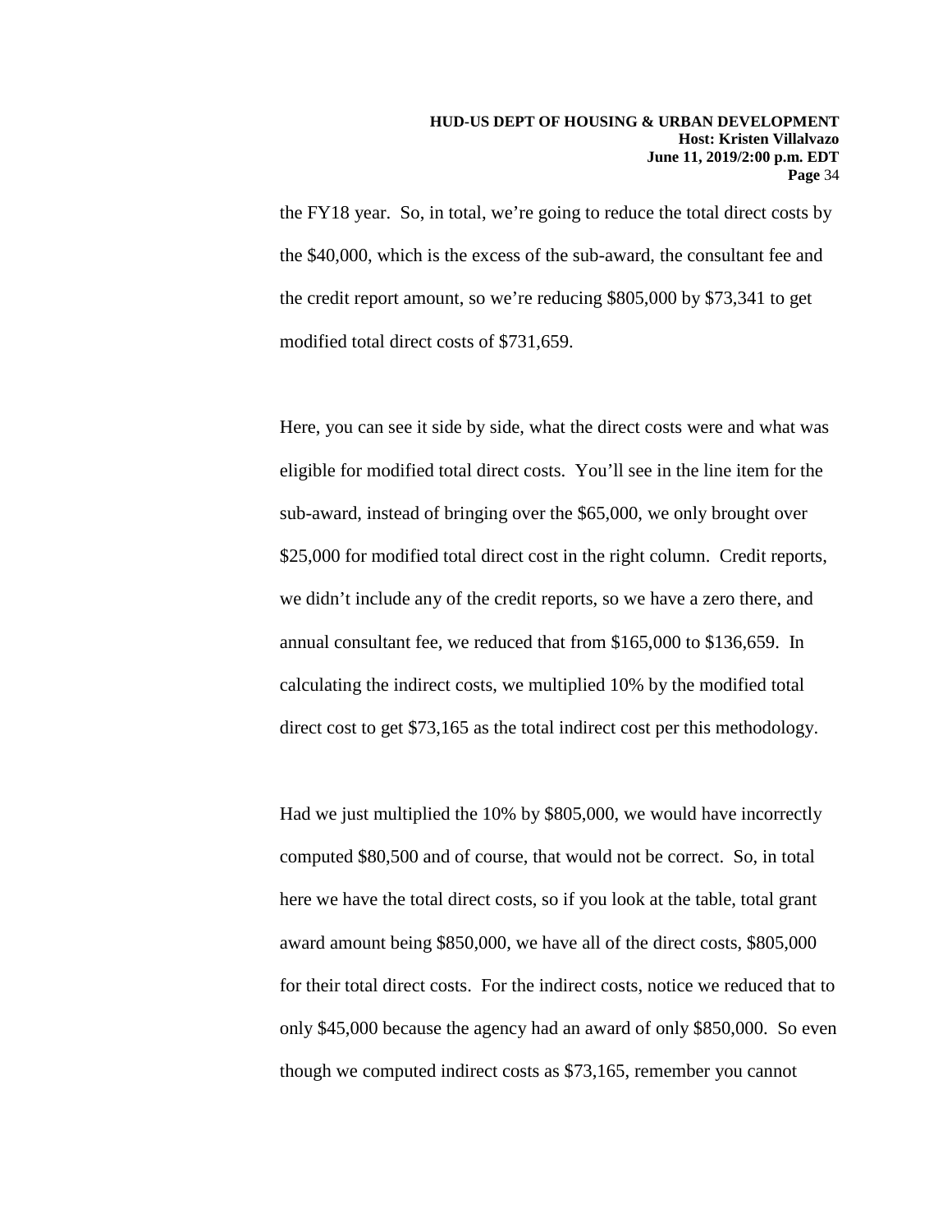the FY18 year. So, in total, we're going to reduce the total direct costs by the $40,000, which is the excess of the sub-award, the consultant fee and the credit report amount, so we're reducing $805,000 by $73,341 to get modified total direct costs of $731,659.

Here, you can see it side by side, what the direct costs were and what was eligible for modified total direct costs. You'll see in the line item for the sub-award, instead of bringing over the $65,000, we only brought over $25,000 for modified total direct cost in the right column. Credit reports, we didn't include any of the credit reports, so we have a zero there, and annual consultant fee, we reduced that from $165,000 to $136,659. In calculating the indirect costs, we multiplied 10% by the modified total direct cost to get $73,165 as the total indirect cost per this methodology.

Had we just multiplied the 10% by $805,000, we would have incorrectly computed $80,500 and of course, that would not be correct. So, in total here we have the total direct costs, so if you look at the table, total grant award amount being $850,000, we have all of the direct costs, $805,000 for their total direct costs. For the indirect costs, notice we reduced that to only $45,000 because the agency had an award of only $850,000. So even though we computed indirect costs as $73,165, remember you cannot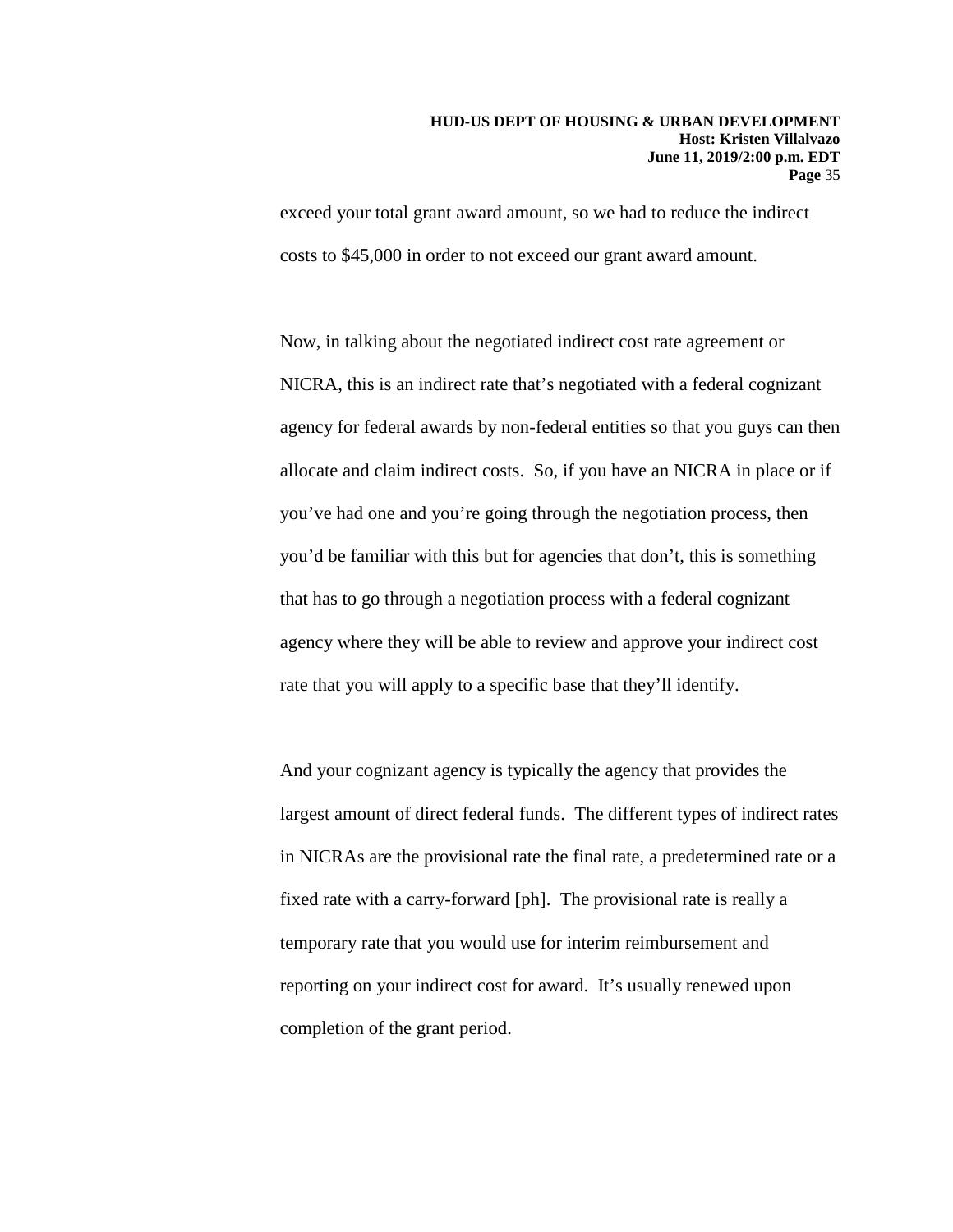exceed your total grant award amount, so we had to reduce the indirect costs to $45,000 in order to not exceed our grant award amount.

Now, in talking about the negotiated indirect cost rate agreement or NICRA, this is an indirect rate that's negotiated with a federal cognizant agency for federal awards by non-federal entities so that you guys can then allocate and claim indirect costs. So, if you have an NICRA in place or if you've had one and you're going through the negotiation process, then you'd be familiar with this but for agencies that don't, this is something that has to go through a negotiation process with a federal cognizant agency where they will be able to review and approve your indirect cost rate that you will apply to a specific base that they'll identify.

And your cognizant agency is typically the agency that provides the largest amount of direct federal funds. The different types of indirect rates in NICRAs are the provisional rate the final rate, a predetermined rate or a fixed rate with a carry-forward [ph]. The provisional rate is really a temporary rate that you would use for interim reimbursement and reporting on your indirect cost for award. It's usually renewed upon completion of the grant period.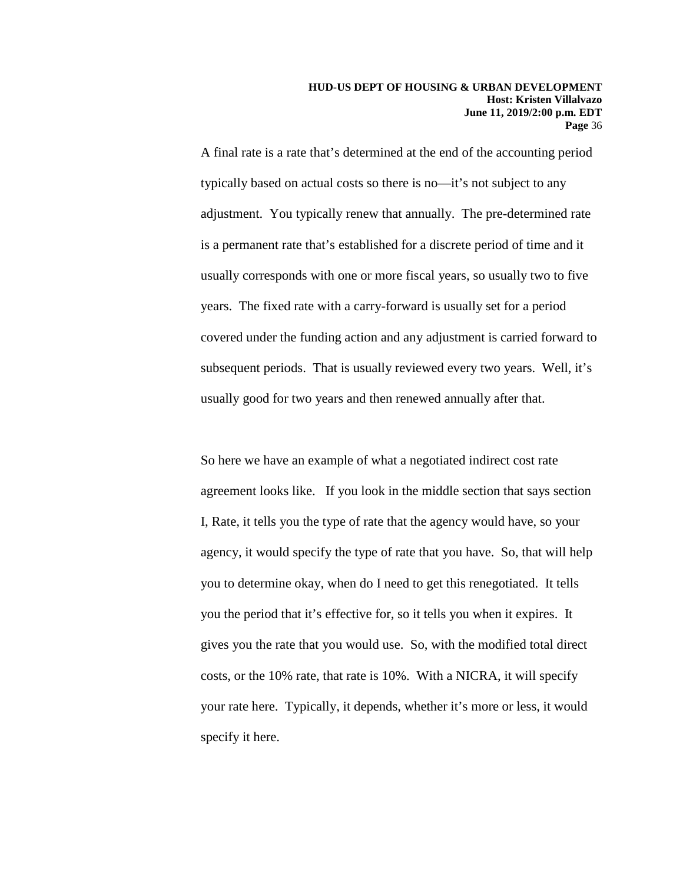A final rate is a rate that's determined at the end of the accounting period typically based on actual costs so there is no—it's not subject to any adjustment. You typically renew that annually. The pre-determined rate is a permanent rate that's established for a discrete period of time and it usually corresponds with one or more fiscal years, so usually two to five years. The fixed rate with a carry-forward is usually set for a period covered under the funding action and any adjustment is carried forward to subsequent periods. That is usually reviewed every two years. Well, it's usually good for two years and then renewed annually after that.

So here we have an example of what a negotiated indirect cost rate agreement looks like. If you look in the middle section that says section I, Rate, it tells you the type of rate that the agency would have, so your agency, it would specify the type of rate that you have. So, that will help you to determine okay, when do I need to get this renegotiated. It tells you the period that it's effective for, so it tells you when it expires. It gives you the rate that you would use. So, with the modified total direct costs, or the 10% rate, that rate is 10%. With a NICRA, it will specify your rate here. Typically, it depends, whether it's more or less, it would specify it here.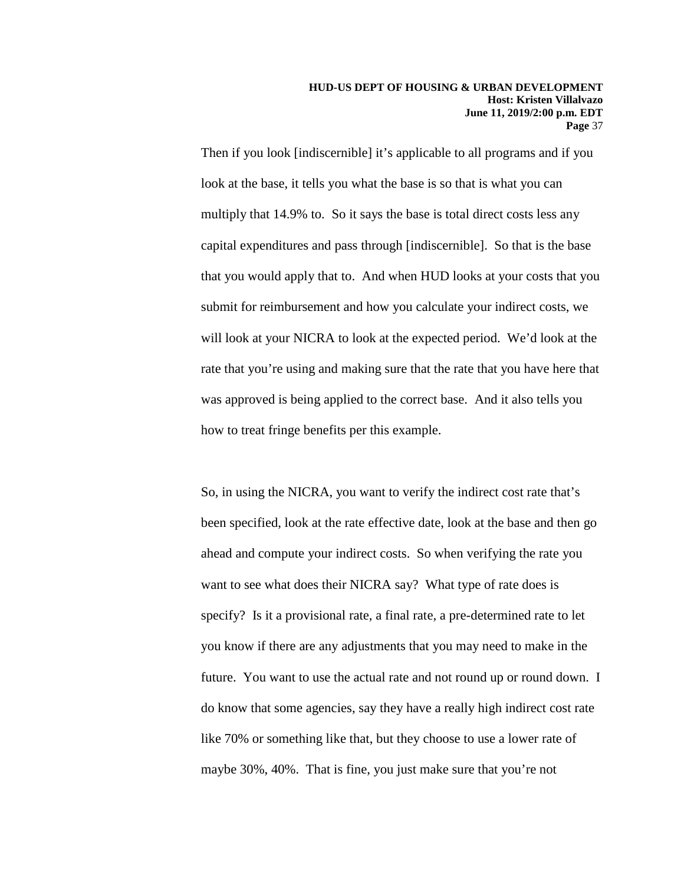Then if you look [indiscernible] it's applicable to all programs and if you look at the base, it tells you what the base is so that is what you can multiply that 14.9% to. So it says the base is total direct costs less any capital expenditures and pass through [indiscernible]. So that is the base that you would apply that to. And when HUD looks at your costs that you submit for reimbursement and how you calculate your indirect costs, we will look at your NICRA to look at the expected period. We'd look at the rate that you're using and making sure that the rate that you have here that was approved is being applied to the correct base. And it also tells you how to treat fringe benefits per this example.

So, in using the NICRA, you want to verify the indirect cost rate that's been specified, look at the rate effective date, look at the base and then go ahead and compute your indirect costs. So when verifying the rate you want to see what does their NICRA say? What type of rate does is specify? Is it a provisional rate, a final rate, a pre-determined rate to let you know if there are any adjustments that you may need to make in the future. You want to use the actual rate and not round up or round down. I do know that some agencies, say they have a really high indirect cost rate like 70% or something like that, but they choose to use a lower rate of maybe 30%, 40%. That is fine, you just make sure that you're not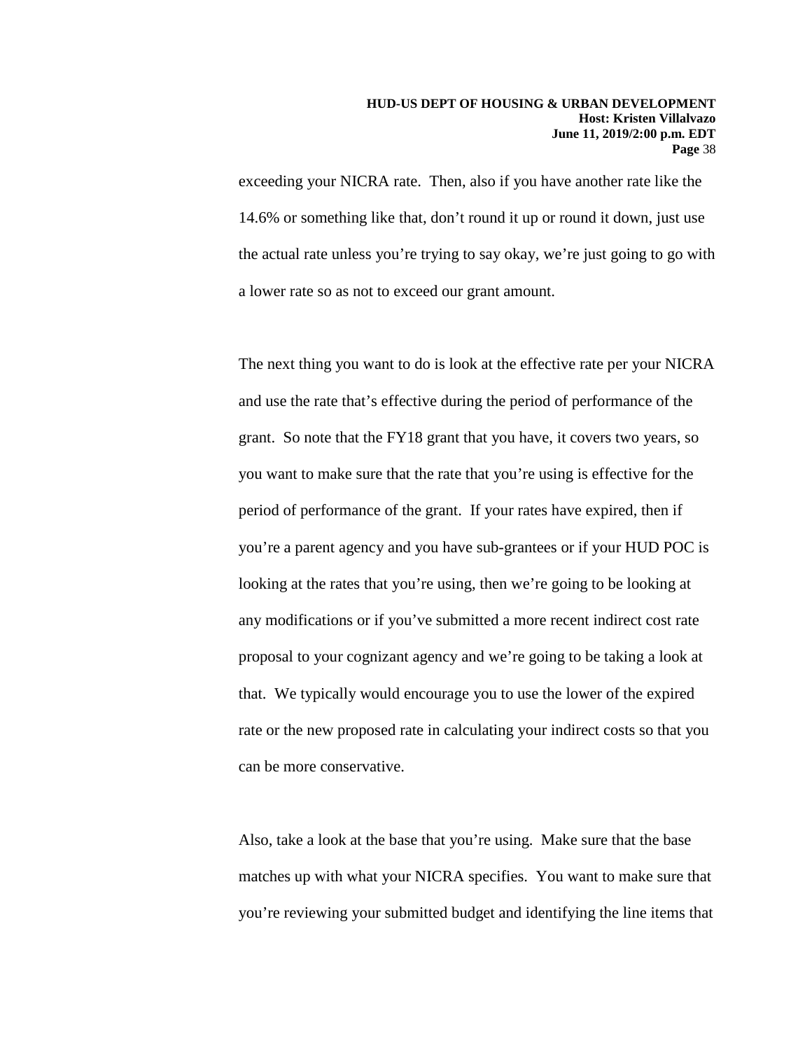exceeding your NICRA rate. Then, also if you have another rate like the 14.6% or something like that, don't round it up or round it down, just use the actual rate unless you're trying to say okay, we're just going to go with a lower rate so as not to exceed our grant amount.

The next thing you want to do is look at the effective rate per your NICRA and use the rate that's effective during the period of performance of the grant. So note that the FY18 grant that you have, it covers two years, so you want to make sure that the rate that you're using is effective for the period of performance of the grant. If your rates have expired, then if you're a parent agency and you have sub-grantees or if your HUD POC is looking at the rates that you're using, then we're going to be looking at any modifications or if you've submitted a more recent indirect cost rate proposal to your cognizant agency and we're going to be taking a look at that. We typically would encourage you to use the lower of the expired rate or the new proposed rate in calculating your indirect costs so that you can be more conservative.

Also, take a look at the base that you're using. Make sure that the base matches up with what your NICRA specifies. You want to make sure that you're reviewing your submitted budget and identifying the line items that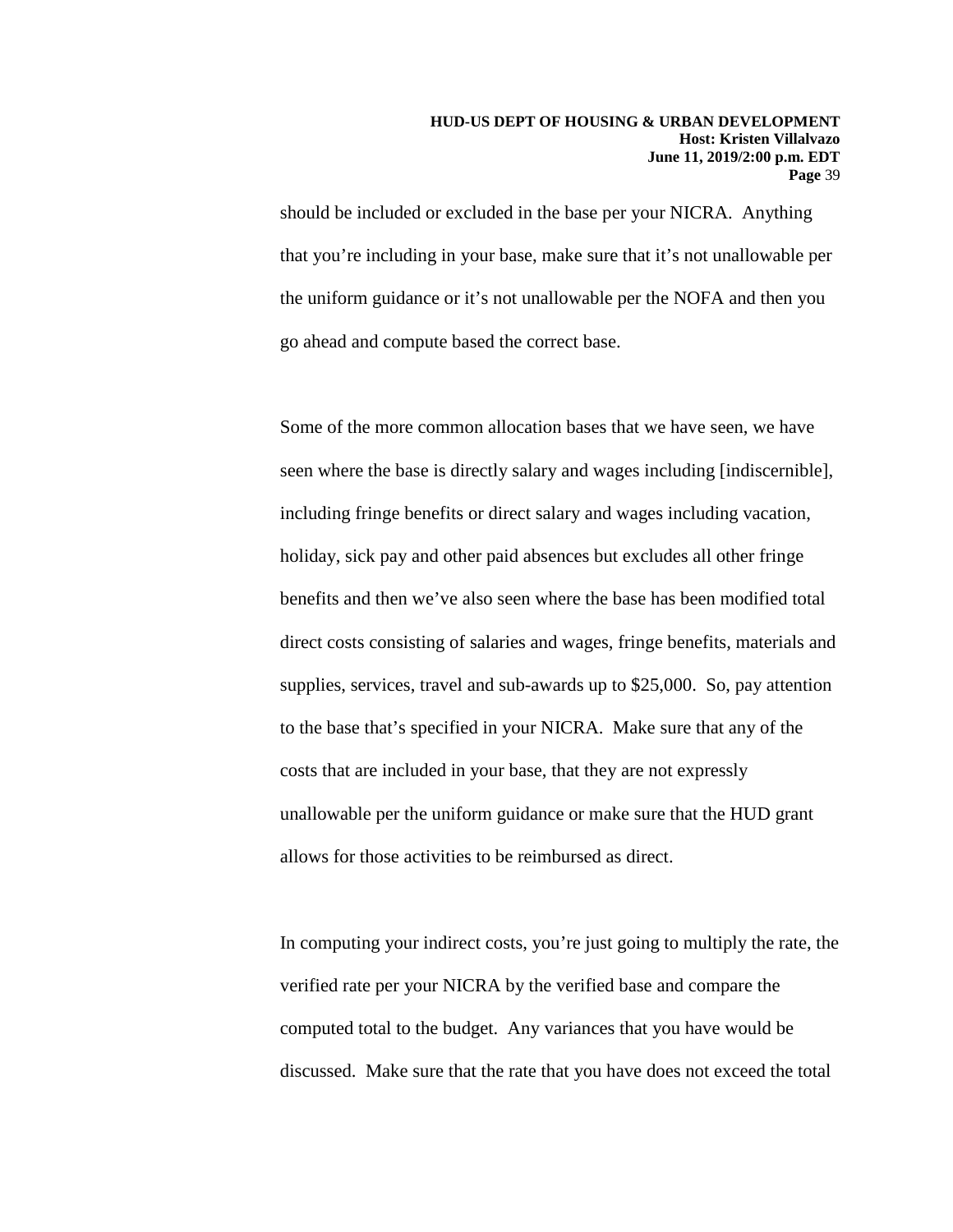should be included or excluded in the base per your NICRA. Anything that you're including in your base, make sure that it's not unallowable per the uniform guidance or it's not unallowable per the NOFA and then you go ahead and compute based the correct base.

Some of the more common allocation bases that we have seen, we have seen where the base is directly salary and wages including [indiscernible], including fringe benefits or direct salary and wages including vacation, holiday, sick pay and other paid absences but excludes all other fringe benefits and then we've also seen where the base has been modified total direct costs consisting of salaries and wages, fringe benefits, materials and supplies, services, travel and sub-awards up to $25,000. So, pay attention to the base that's specified in your NICRA. Make sure that any of the costs that are included in your base, that they are not expressly unallowable per the uniform guidance or make sure that the HUD grant allows for those activities to be reimbursed as direct.

In computing your indirect costs, you're just going to multiply the rate, the verified rate per your NICRA by the verified base and compare the computed total to the budget. Any variances that you have would be discussed. Make sure that the rate that you have does not exceed the total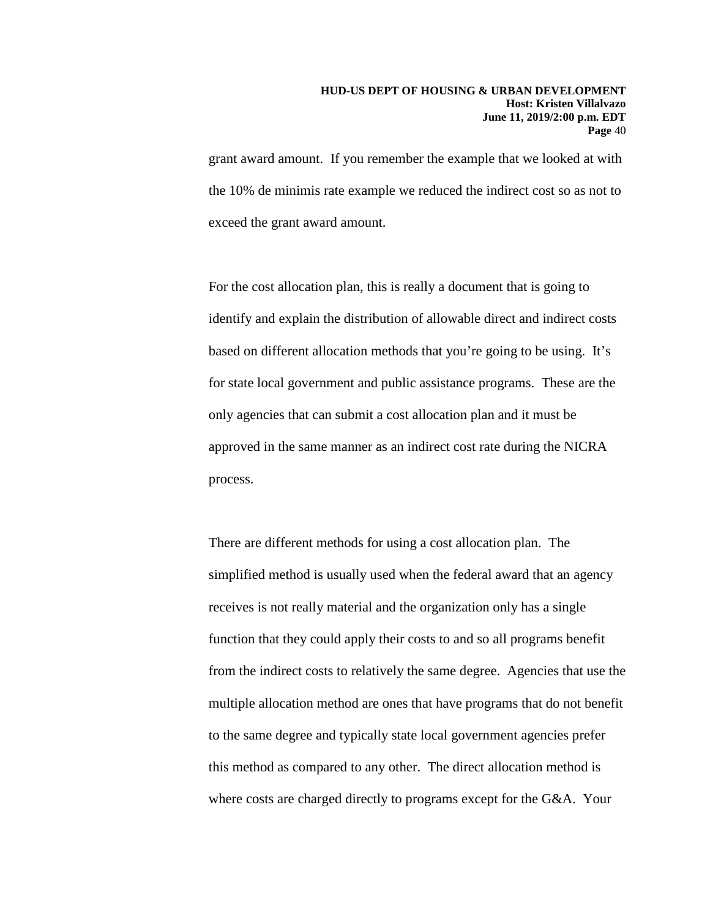grant award amount. If you remember the example that we looked at with the 10% de minimis rate example we reduced the indirect cost so as not to exceed the grant award amount.

For the cost allocation plan, this is really a document that is going to identify and explain the distribution of allowable direct and indirect costs based on different allocation methods that you're going to be using. It's for state local government and public assistance programs. These are the only agencies that can submit a cost allocation plan and it must be approved in the same manner as an indirect cost rate during the NICRA process.

There are different methods for using a cost allocation plan. The simplified method is usually used when the federal award that an agency receives is not really material and the organization only has a single function that they could apply their costs to and so all programs benefit from the indirect costs to relatively the same degree. Agencies that use the multiple allocation method are ones that have programs that do not benefit to the same degree and typically state local government agencies prefer this method as compared to any other. The direct allocation method is where costs are charged directly to programs except for the G&A. Your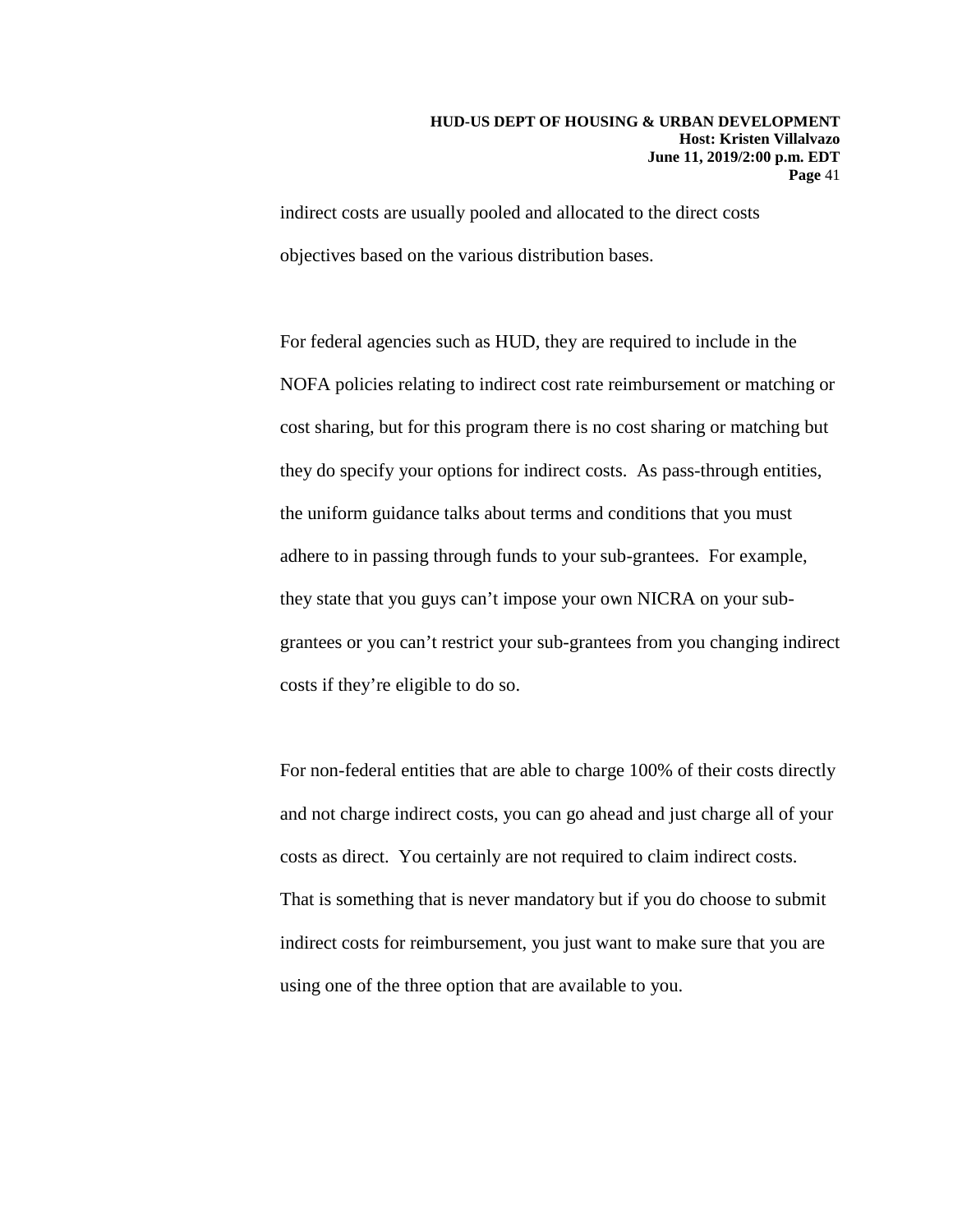indirect costs are usually pooled and allocated to the direct costs objectives based on the various distribution bases.

For federal agencies such as HUD, they are required to include in the NOFA policies relating to indirect cost rate reimbursement or matching or cost sharing, but for this program there is no cost sharing or matching but they do specify your options for indirect costs. As pass-through entities, the uniform guidance talks about terms and conditions that you must adhere to in passing through funds to your sub-grantees. For example, they state that you guys can't impose your own NICRA on your sub-grantees or you can't restrict your sub-grantees from you changing indirect costs if they're eligible to do so.

For non-federal entities that are able to charge 100% of their costs directly and not charge indirect costs, you can go ahead and just charge all of your costs as direct. You certainly are not required to claim indirect costs. That is something that is never mandatory but if you do choose to submit indirect costs for reimbursement, you just want to make sure that you are using one of the three option that are available to you.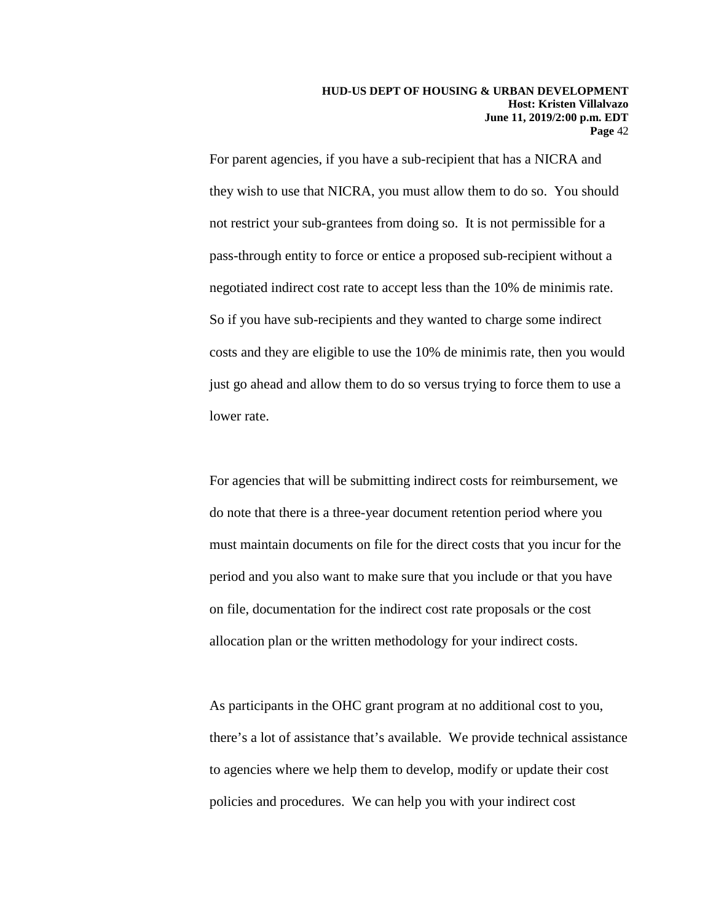For parent agencies, if you have a sub-recipient that has a NICRA and they wish to use that NICRA, you must allow them to do so. You should not restrict your sub-grantees from doing so. It is not permissible for a pass-through entity to force or entice a proposed sub-recipient without a negotiated indirect cost rate to accept less than the 10% de minimis rate. So if you have sub-recipients and they wanted to charge some indirect costs and they are eligible to use the 10% de minimis rate, then you would just go ahead and allow them to do so versus trying to force them to use a lower rate.

For agencies that will be submitting indirect costs for reimbursement, we do note that there is a three-year document retention period where you must maintain documents on file for the direct costs that you incur for the period and you also want to make sure that you include or that you have on file, documentation for the indirect cost rate proposals or the cost allocation plan or the written methodology for your indirect costs.

As participants in the OHC grant program at no additional cost to you, there's a lot of assistance that's available. We provide technical assistance to agencies where we help them to develop, modify or update their cost policies and procedures. We can help you with your indirect cost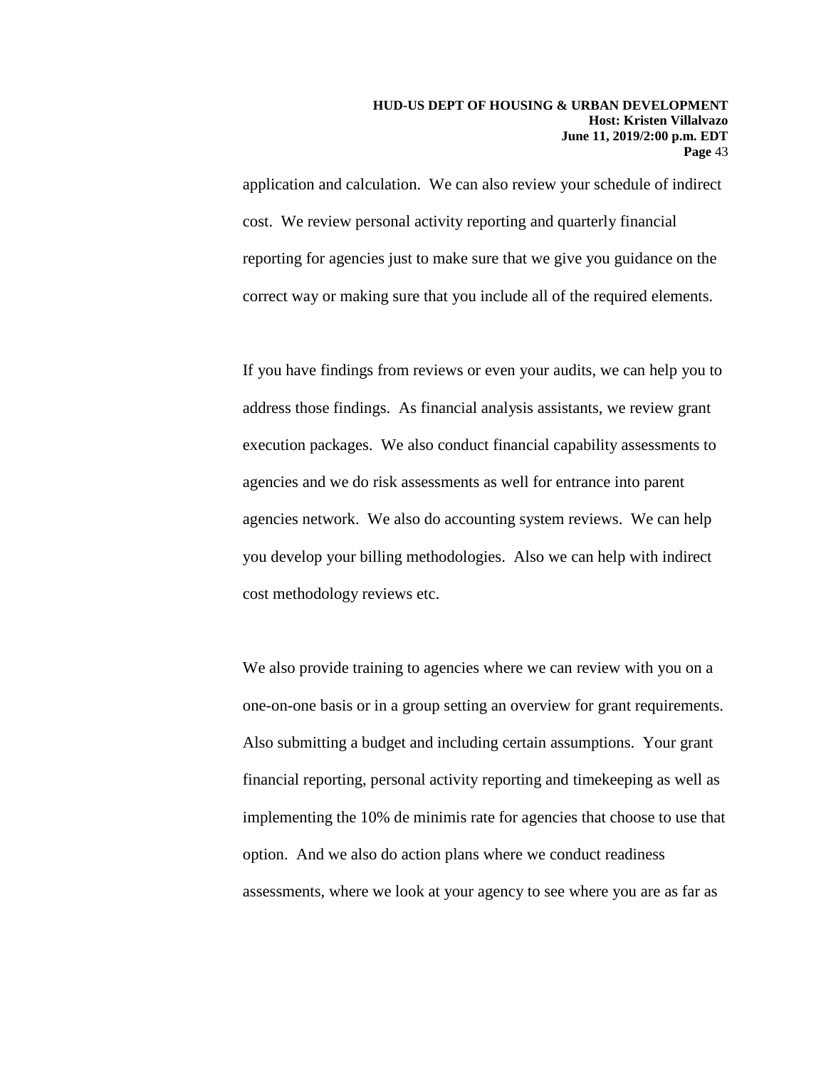application and calculation. We can also review your schedule of indirect cost. We review personal activity reporting and quarterly financial reporting for agencies just to make sure that we give you guidance on the correct way or making sure that you include all of the required elements.

If you have findings from reviews or even your audits, we can help you to address those findings. As financial analysis assistants, we review grant execution packages. We also conduct financial capability assessments to agencies and we do risk assessments as well for entrance into parent agencies network. We also do accounting system reviews. We can help you develop your billing methodologies. Also we can help with indirect cost methodology reviews etc.

We also provide training to agencies where we can review with you on a one-on-one basis or in a group setting an overview for grant requirements. Also submitting a budget and including certain assumptions. Your grant financial reporting, personal activity reporting and timekeeping as well as implementing the 10% de minimis rate for agencies that choose to use that option. And we also do action plans where we conduct readiness assessments, where we look at your agency to see where you are as far as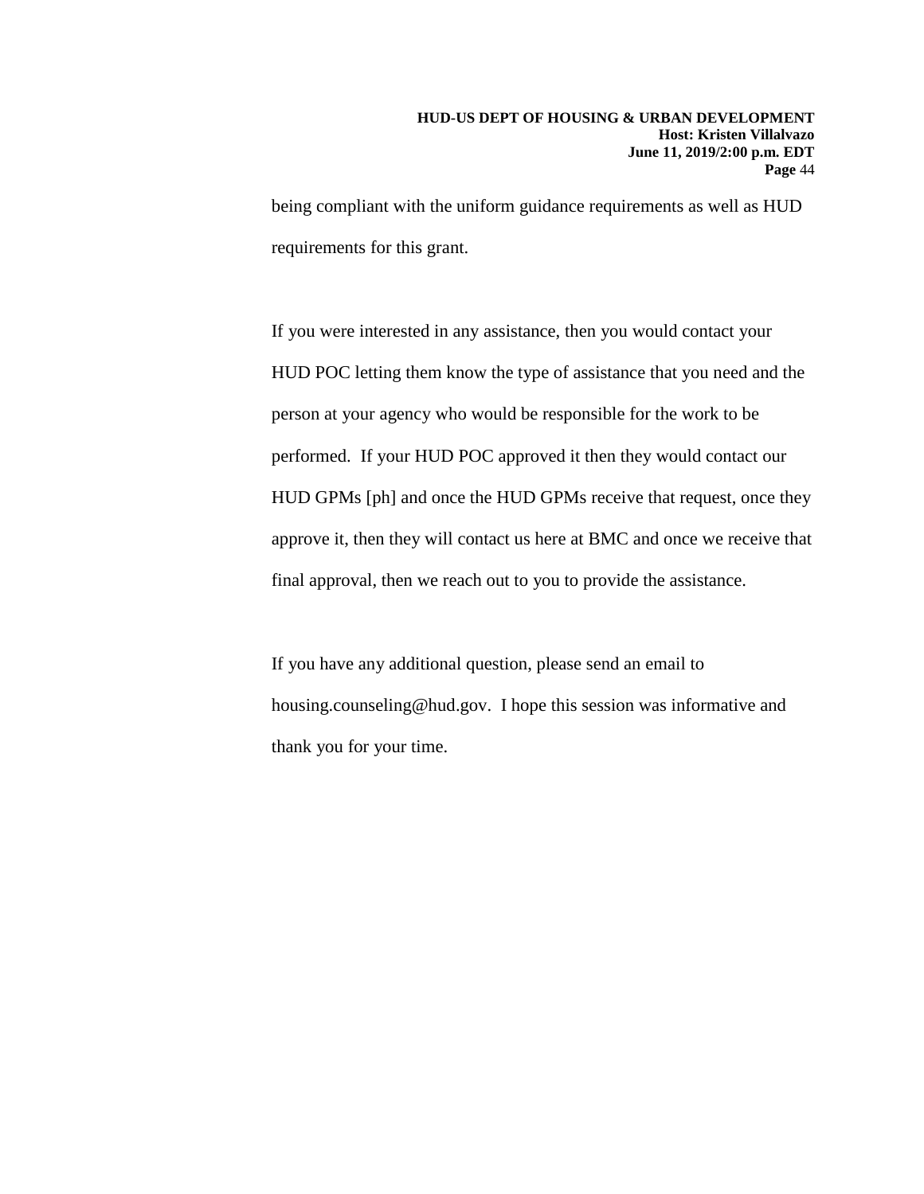being compliant with the uniform guidance requirements as well as HUD requirements for this grant.

If you were interested in any assistance, then you would contact your HUD POC letting them know the type of assistance that you need and the person at your agency who would be responsible for the work to be performed. If your HUD POC approved it then they would contact our HUD GPMs [ph] and once the HUD GPMs receive that request, once they approve it, then they will contact us here at BMC and once we receive that final approval, then we reach out to you to provide the assistance.

If you have any additional question, please send an email to housing.counseling@hud.gov. I hope this session was informative and thank you for your time.